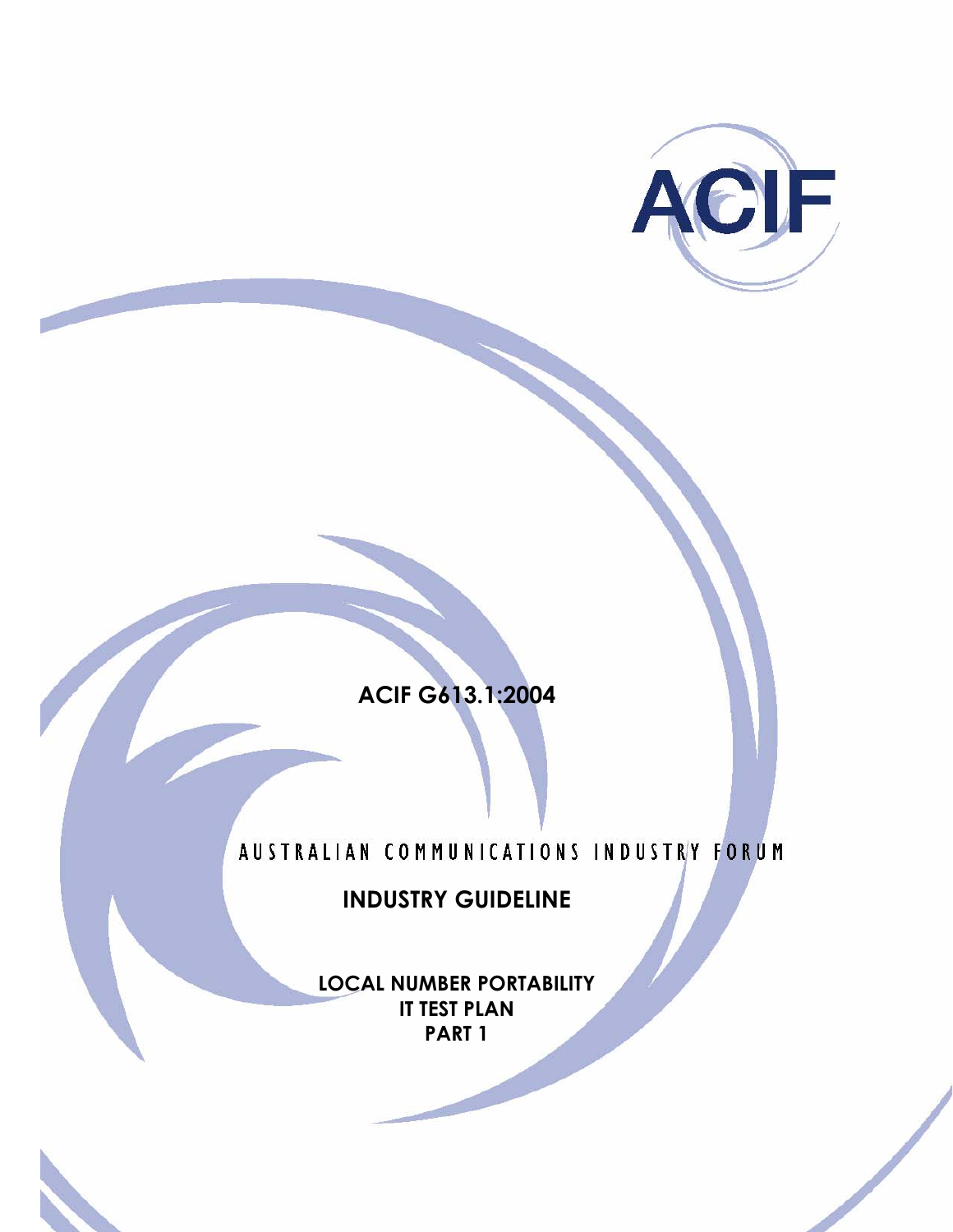ACIF

**ACIF G613.1:2004**

AUSTRALIAN COMMUNICATIONS INDUSTRY FORUM

**INDUSTRY GUIDELINE**

**LOCAL NUMBER PORTABILITY**
**IT TEST PLAN**
**PART 1**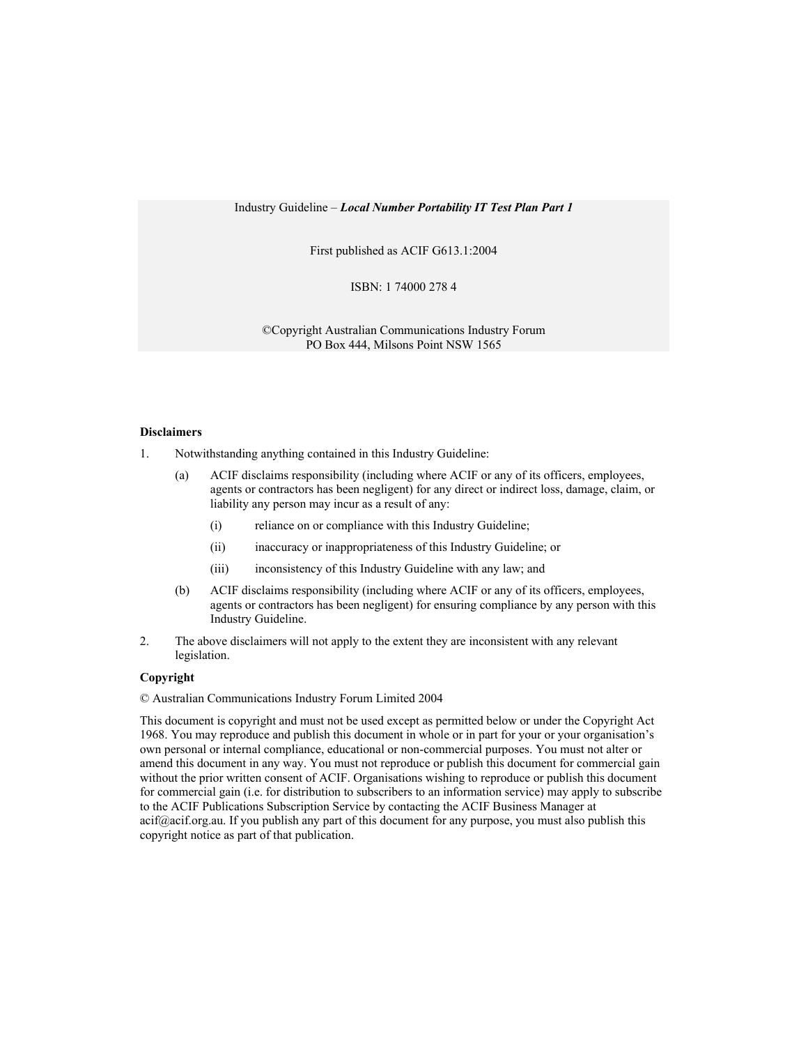Industry Guideline – ***Local Number Portability IT Test Plan Part 1***

First published as ACIF G613.1:2004

ISBN: 1 74000 278 4

©Copyright Australian Communications Industry Forum
PO Box 444, Milsons Point NSW 1565

**Disclaimers**

1. Notwithstanding anything contained in this Industry Guideline:

   (a) ACIF disclaims responsibility (including where ACIF or any of its officers, employees, agents or contractors has been negligent) for any direct or indirect loss, damage, claim, or liability any person may incur as a result of any:

      (i) reliance on or compliance with this Industry Guideline;

      (ii) inaccuracy or inappropriateness of this Industry Guideline; or

      (iii) inconsistency of this Industry Guideline with any law; and

   (b) ACIF disclaims responsibility (including where ACIF or any of its officers, employees, agents or contractors has been negligent) for ensuring compliance by any person with this Industry Guideline.

2. The above disclaimers will not apply to the extent they are inconsistent with any relevant legislation.

**Copyright**

© Australian Communications Industry Forum Limited 2004

This document is copyright and must not be used except as permitted below or under the Copyright Act 1968. You may reproduce and publish this document in whole or in part for your or your organisation's own personal or internal compliance, educational or non-commercial purposes. You must not alter or amend this document in any way. You must not reproduce or publish this document for commercial gain without the prior written consent of ACIF. Organisations wishing to reproduce or publish this document for commercial gain (i.e. for distribution to subscribers to an information service) may apply to subscribe to the ACIF Publications Subscription Service by contacting the ACIF Business Manager at acif@acif.org.au. If you publish any part of this document for any purpose, you must also publish this copyright notice as part of that publication.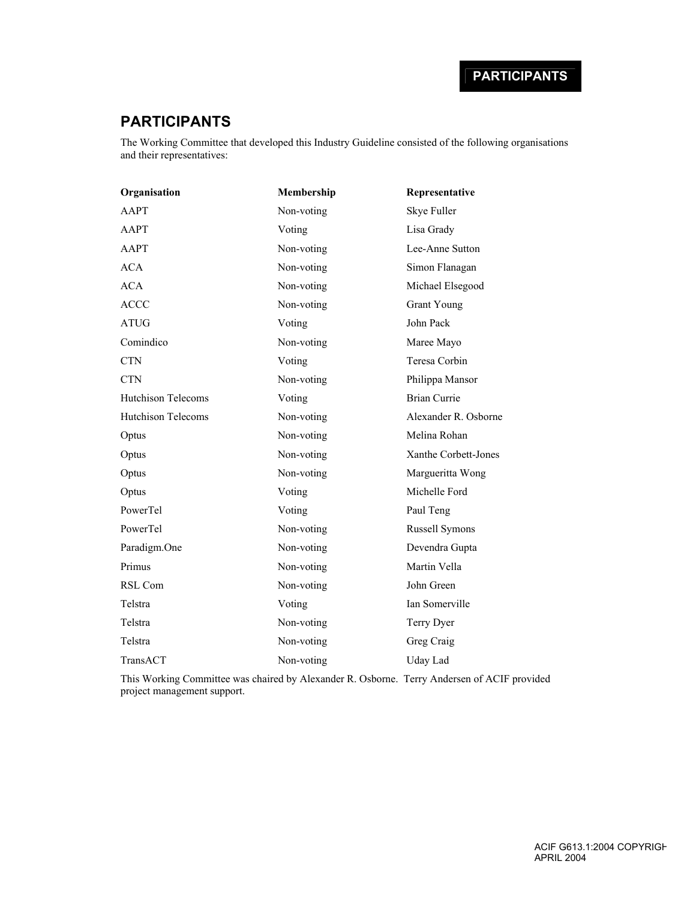# PARTICIPANTS

The Working Committee that developed this Industry Guideline consisted of the following organisations and their representatives:

| Organisation | Membership | Representative |
| --- | --- | --- |
| AAPT | Non-voting | Skye Fuller |
| AAPT | Voting | Lisa Grady |
| AAPT | Non-voting | Lee-Anne Sutton |
| ACA | Non-voting | Simon Flanagan |
| ACA | Non-voting | Michael Elsegood |
| ACCC | Non-voting | Grant Young |
| ATUG | Voting | John Pack |
| Comindico | Non-voting | Maree Mayo |
| CTN | Voting | Teresa Corbin |
| CTN | Non-voting | Philippa Mansor |
| Hutchison Telecoms | Voting | Brian Currie |
| Hutchison Telecoms | Non-voting | Alexander R. Osborne |
| Optus | Non-voting | Melina Rohan |
| Optus | Non-voting | Xanthe Corbett-Jones |
| Optus | Non-voting | Margueritta Wong |
| Optus | Voting | Michelle Ford |
| PowerTel | Voting | Paul Teng |
| PowerTel | Non-voting | Russell Symons |
| Paradigm.One | Non-voting | Devendra Gupta |
| Primus | Non-voting | Martin Vella |
| RSL Com | Non-voting | John Green |
| Telstra | Voting | Ian Somerville |
| Telstra | Non-voting | Terry Dyer |
| Telstra | Non-voting | Greg Craig |
| TransACT | Non-voting | Uday Lad |

This Working Committee was chaired by Alexander R. Osborne. Terry Andersen of ACIF provided project management support.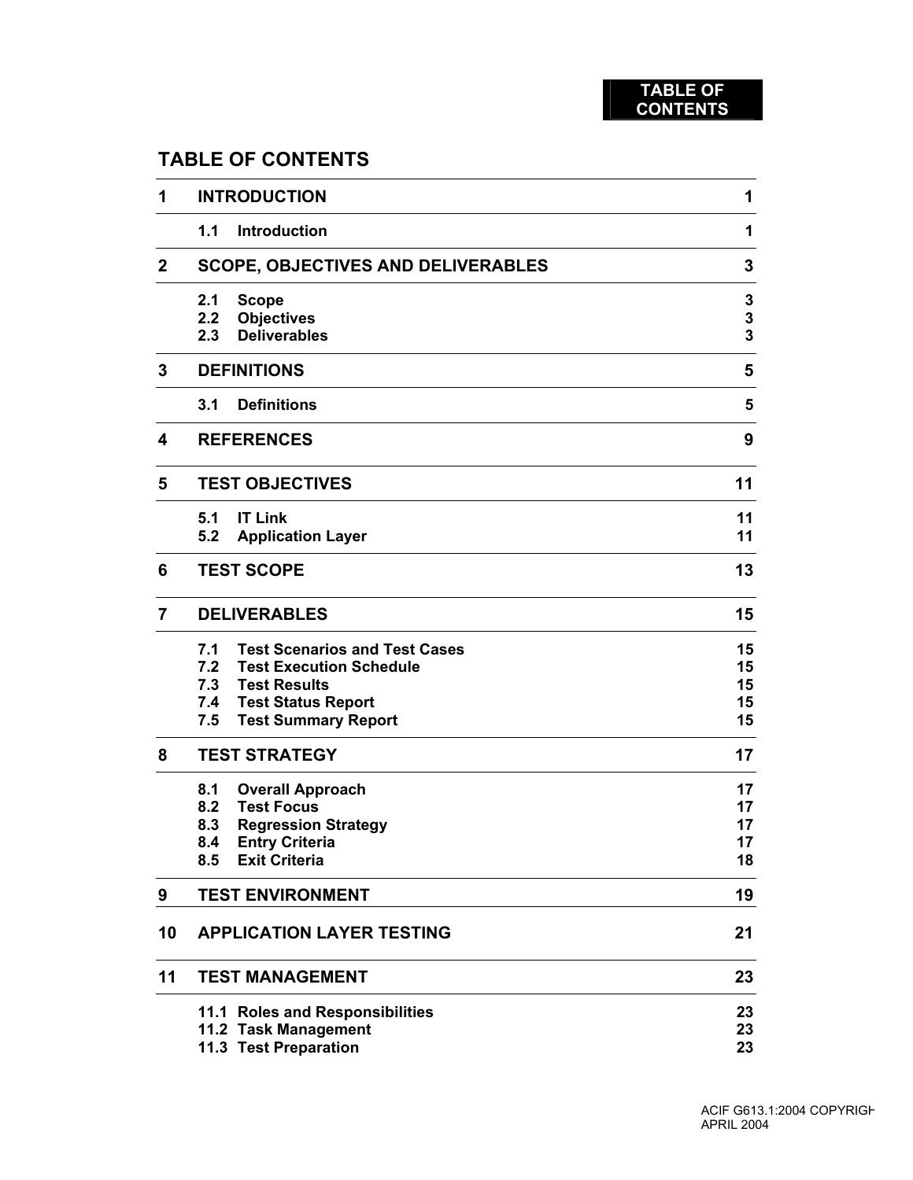# TABLE OF CONTENTS

| | | |
|---|---|---|
| **1** | **INTRODUCTION** | **1** |
| | **1.1 Introduction** | **1** |
| **2** | **SCOPE, OBJECTIVES AND DELIVERABLES** | **3** |
| | **2.1 Scope** | **3** |
| | **2.2 Objectives** | **3** |
| | **2.3 Deliverables** | **3** |
| **3** | **DEFINITIONS** | **5** |
| | **3.1 Definitions** | **5** |
| **4** | **REFERENCES** | **9** |
| **5** | **TEST OBJECTIVES** | **11** |
| | **5.1 IT Link** | **11** |
| | **5.2 Application Layer** | **11** |
| **6** | **TEST SCOPE** | **13** |
| **7** | **DELIVERABLES** | **15** |
| | **7.1 Test Scenarios and Test Cases** | **15** |
| | **7.2 Test Execution Schedule** | **15** |
| | **7.3 Test Results** | **15** |
| | **7.4 Test Status Report** | **15** |
| | **7.5 Test Summary Report** | **15** |
| **8** | **TEST STRATEGY** | **17** |
| | **8.1 Overall Approach** | **17** |
| | **8.2 Test Focus** | **17** |
| | **8.3 Regression Strategy** | **17** |
| | **8.4 Entry Criteria** | **17** |
| | **8.5 Exit Criteria** | **18** |
| **9** | **TEST ENVIRONMENT** | **19** |
| **10** | **APPLICATION LAYER TESTING** | **21** |
| **11** | **TEST MANAGEMENT** | **23** |
| | **11.1 Roles and Responsibilities** | **23** |
| | **11.2 Task Management** | **23** |
| | **11.3 Test Preparation** | **23** |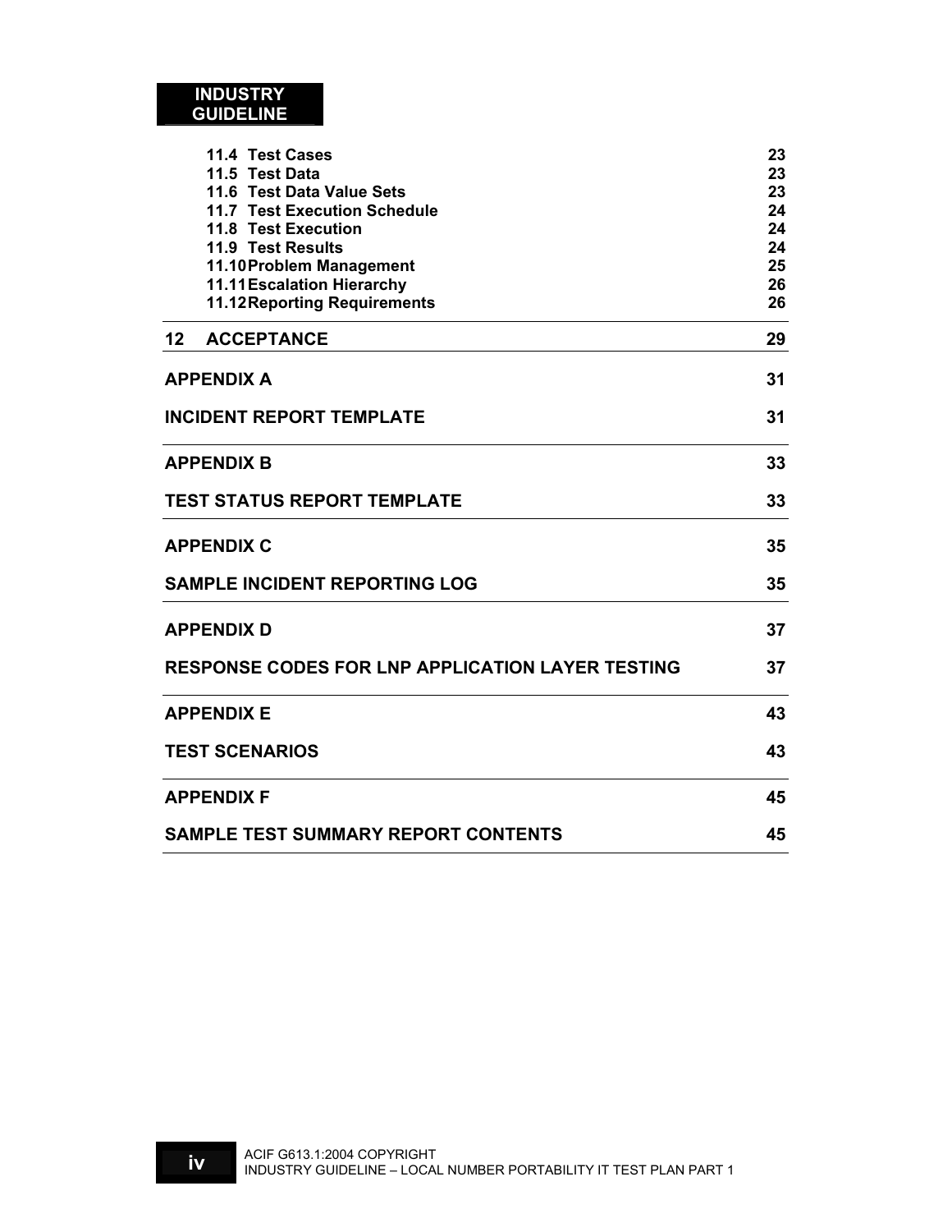| | |
|---|---|
| 11.4 Test Cases | 23 |
| 11.5 Test Data | 23 |
| 11.6 Test Data Value Sets | 23 |
| 11.7 Test Execution Schedule | 24 |
| 11.8 Test Execution | 24 |
| 11.9 Test Results | 24 |
| 11.10 Problem Management | 25 |
| 11.11 Escalation Hierarchy | 26 |
| 11.12 Reporting Requirements | 26 |
| **12 ACCEPTANCE** | **29** |
| **APPENDIX A** | **31** |
| **INCIDENT REPORT TEMPLATE** | **31** |
| **APPENDIX B** | **33** |
| **TEST STATUS REPORT TEMPLATE** | **33** |
| **APPENDIX C** | **35** |
| **SAMPLE INCIDENT REPORTING LOG** | **35** |
| **APPENDIX D** | **37** |
| **RESPONSE CODES FOR LNP APPLICATION LAYER TESTING** | **37** |
| **APPENDIX E** | **43** |
| **TEST SCENARIOS** | **43** |
| **APPENDIX F** | **45** |
| **SAMPLE TEST SUMMARY REPORT CONTENTS** | **45** |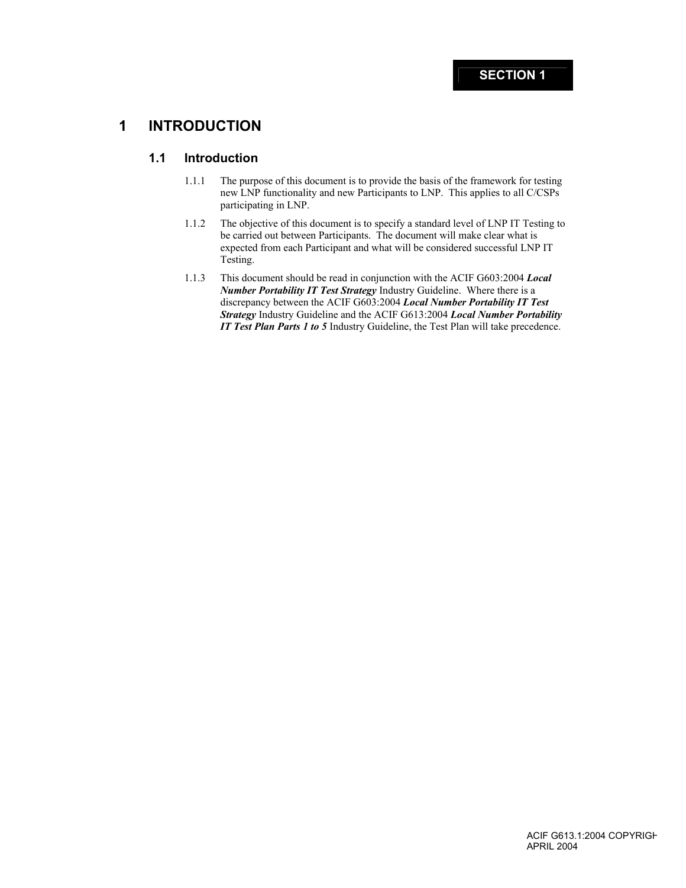SECTION 1

# 1 INTRODUCTION

## 1.1 Introduction

1.1.1 The purpose of this document is to provide the basis of the framework for testing new LNP functionality and new Participants to LNP. This applies to all C/CSPs participating in LNP.

1.1.2 The objective of this document is to specify a standard level of LNP IT Testing to be carried out between Participants. The document will make clear what is expected from each Participant and what will be considered successful LNP IT Testing.

1.1.3 This document should be read in conjunction with the ACIF G603:2004 ***Local Number Portability IT Test Strategy*** Industry Guideline. Where there is a discrepancy between the ACIF G603:2004 ***Local Number Portability IT Test Strategy*** Industry Guideline and the ACIF G613:2004 ***Local Number Portability IT Test Plan Parts 1 to 5*** Industry Guideline, the Test Plan will take precedence.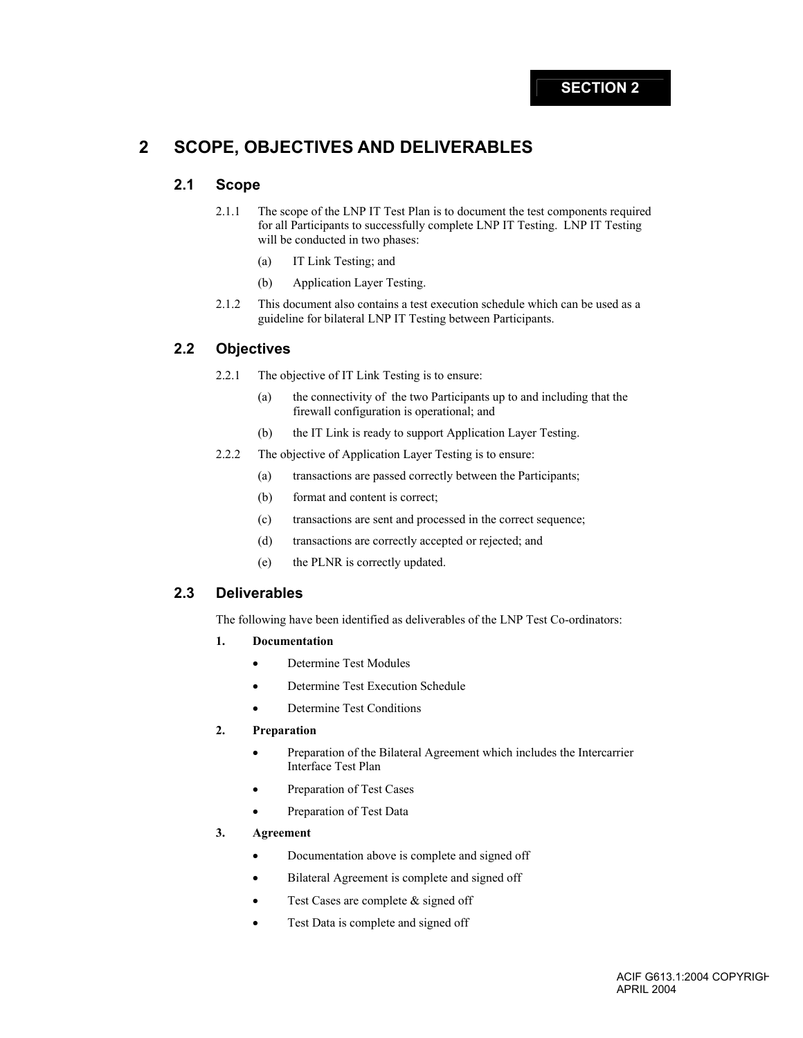# SECTION 2

# 2 SCOPE, OBJECTIVES AND DELIVERABLES

## 2.1 Scope

2.1.1 The scope of the LNP IT Test Plan is to document the test components required for all Participants to successfully complete LNP IT Testing. LNP IT Testing will be conducted in two phases:

(a) IT Link Testing; and

(b) Application Layer Testing.

2.1.2 This document also contains a test execution schedule which can be used as a guideline for bilateral LNP IT Testing between Participants.

## 2.2 Objectives

2.2.1 The objective of IT Link Testing is to ensure:

(a) the connectivity of the two Participants up to and including that the firewall configuration is operational; and

(b) the IT Link is ready to support Application Layer Testing.

2.2.2 The objective of Application Layer Testing is to ensure:

(a) transactions are passed correctly between the Participants;

(b) format and content is correct;

(c) transactions are sent and processed in the correct sequence;

(d) transactions are correctly accepted or rejected; and

(e) the PLNR is correctly updated.

## 2.3 Deliverables

The following have been identified as deliverables of the LNP Test Co-ordinators:

**1. Documentation**

- Determine Test Modules
- Determine Test Execution Schedule
- Determine Test Conditions

**2. Preparation**

- Preparation of the Bilateral Agreement which includes the Intercarrier Interface Test Plan
- Preparation of Test Cases
- Preparation of Test Data

**3. Agreement**

- Documentation above is complete and signed off
- Bilateral Agreement is complete and signed off
- Test Cases are complete & signed off
- Test Data is complete and signed off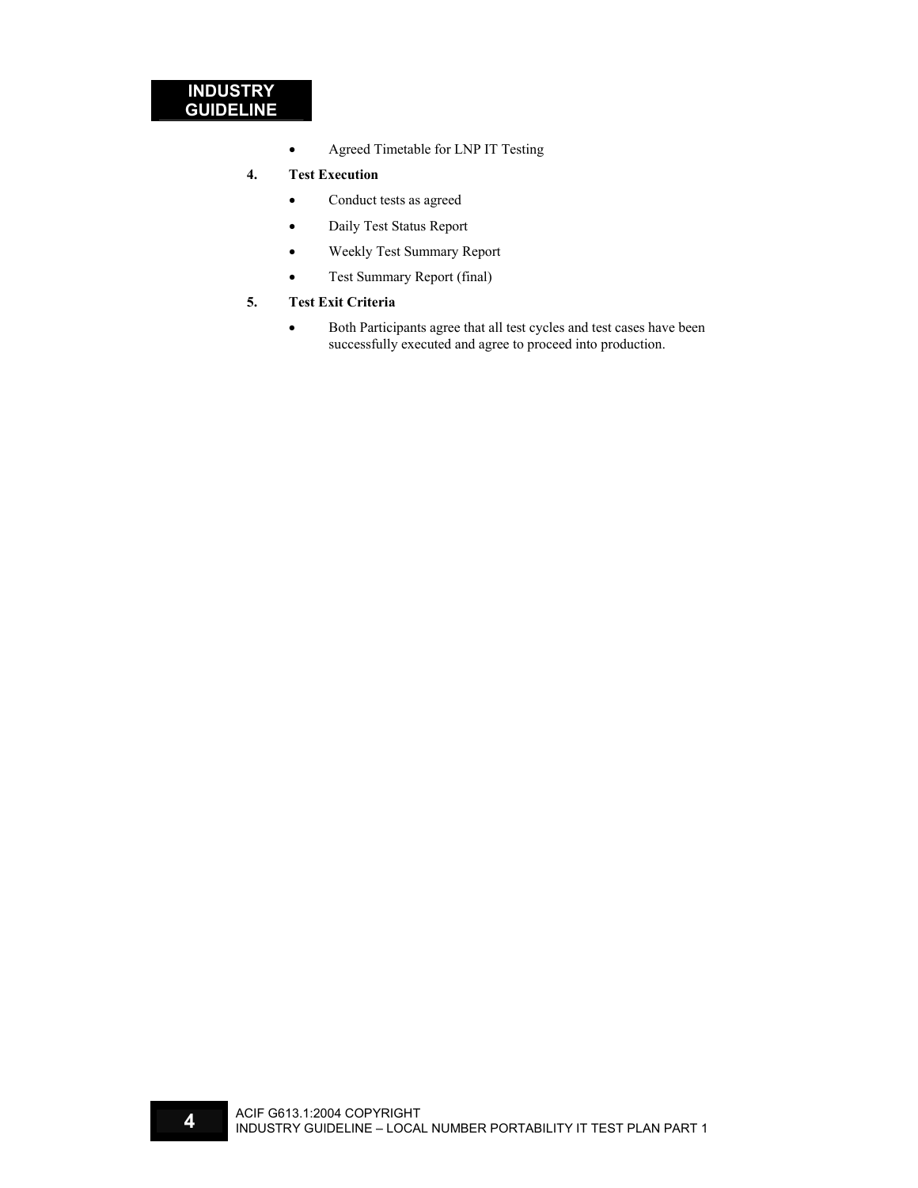- Agreed Timetable for LNP IT Testing

**4. Test Execution**

- Conduct tests as agreed
- Daily Test Status Report
- Weekly Test Summary Report
- Test Summary Report (final)

**5. Test Exit Criteria**

- Both Participants agree that all test cycles and test cases have been successfully executed and agree to proceed into production.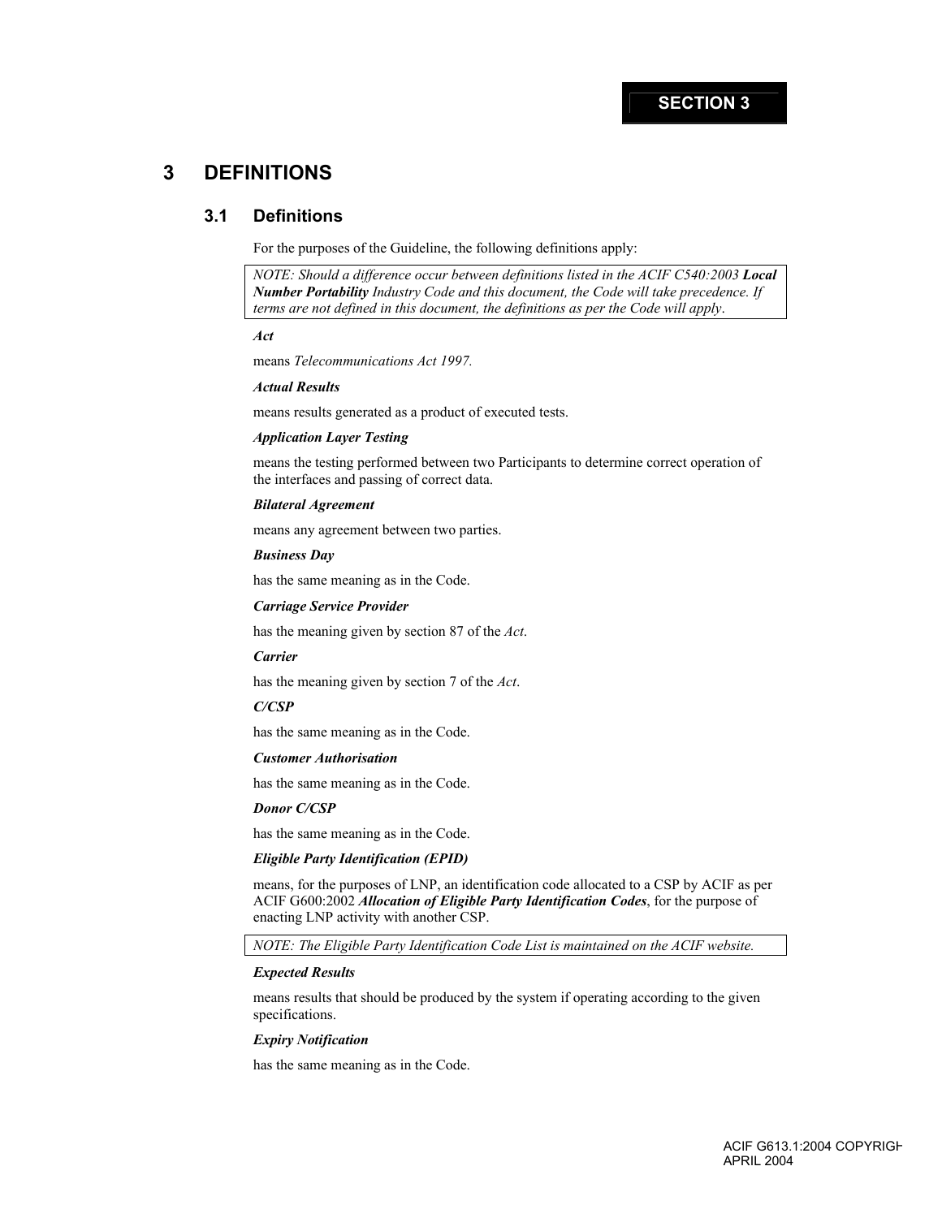# 3 DEFINITIONS

## 3.1 Definitions

For the purposes of the Guideline, the following definitions apply:

> *NOTE: Should a difference occur between definitions listed in the ACIF C540:2003* ***Local Number Portability*** *Industry Code and this document, the Code will take precedence. If terms are not defined in this document, the definitions as per the Code will apply.*

***Act***

means *Telecommunications Act 1997.*

***Actual Results***

means results generated as a product of executed tests.

***Application Layer Testing***

means the testing performed between two Participants to determine correct operation of the interfaces and passing of correct data.

***Bilateral Agreement***

means any agreement between two parties.

***Business Day***

has the same meaning as in the Code.

***Carriage Service Provider***

has the meaning given by section 87 of the *Act*.

***Carrier***

has the meaning given by section 7 of the *Act*.

***C/CSP***

has the same meaning as in the Code.

***Customer Authorisation***

has the same meaning as in the Code.

***Donor C/CSP***

has the same meaning as in the Code.

***Eligible Party Identification (EPID)***

means, for the purposes of LNP, an identification code allocated to a CSP by ACIF as per ACIF G600:2002 ***Allocation of Eligible Party Identification Codes***, for the purpose of enacting LNP activity with another CSP.

> *NOTE: The Eligible Party Identification Code List is maintained on the ACIF website.*

***Expected Results***

means results that should be produced by the system if operating according to the given specifications.

***Expiry Notification***

has the same meaning as in the Code.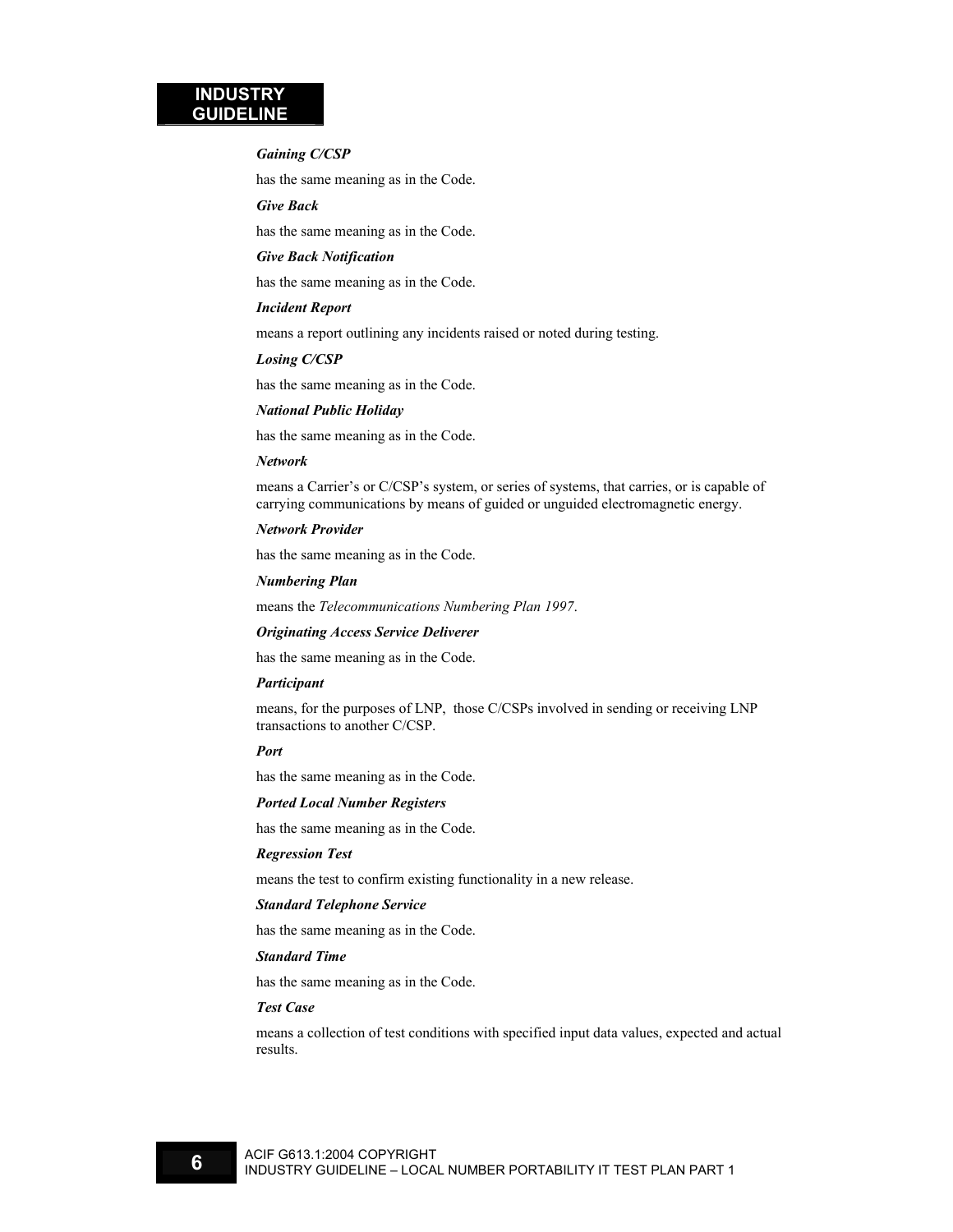***Gaining C/CSP***

has the same meaning as in the Code.

***Give Back***

has the same meaning as in the Code.

***Give Back Notification***

has the same meaning as in the Code.

***Incident Report***

means a report outlining any incidents raised or noted during testing.

***Losing C/CSP***

has the same meaning as in the Code.

***National Public Holiday***

has the same meaning as in the Code.

***Network***

means a Carrier's or C/CSP's system, or series of systems, that carries, or is capable of carrying communications by means of guided or unguided electromagnetic energy.

***Network Provider***

has the same meaning as in the Code.

***Numbering Plan***

means the *Telecommunications Numbering Plan 1997*.

***Originating Access Service Deliverer***

has the same meaning as in the Code.

***Participant***

means, for the purposes of LNP, those C/CSPs involved in sending or receiving LNP transactions to another C/CSP.

***Port***

has the same meaning as in the Code.

***Ported Local Number Registers***

has the same meaning as in the Code.

***Regression Test***

means the test to confirm existing functionality in a new release.

***Standard Telephone Service***

has the same meaning as in the Code.

***Standard Time***

has the same meaning as in the Code.

***Test Case***

means a collection of test conditions with specified input data values, expected and actual results.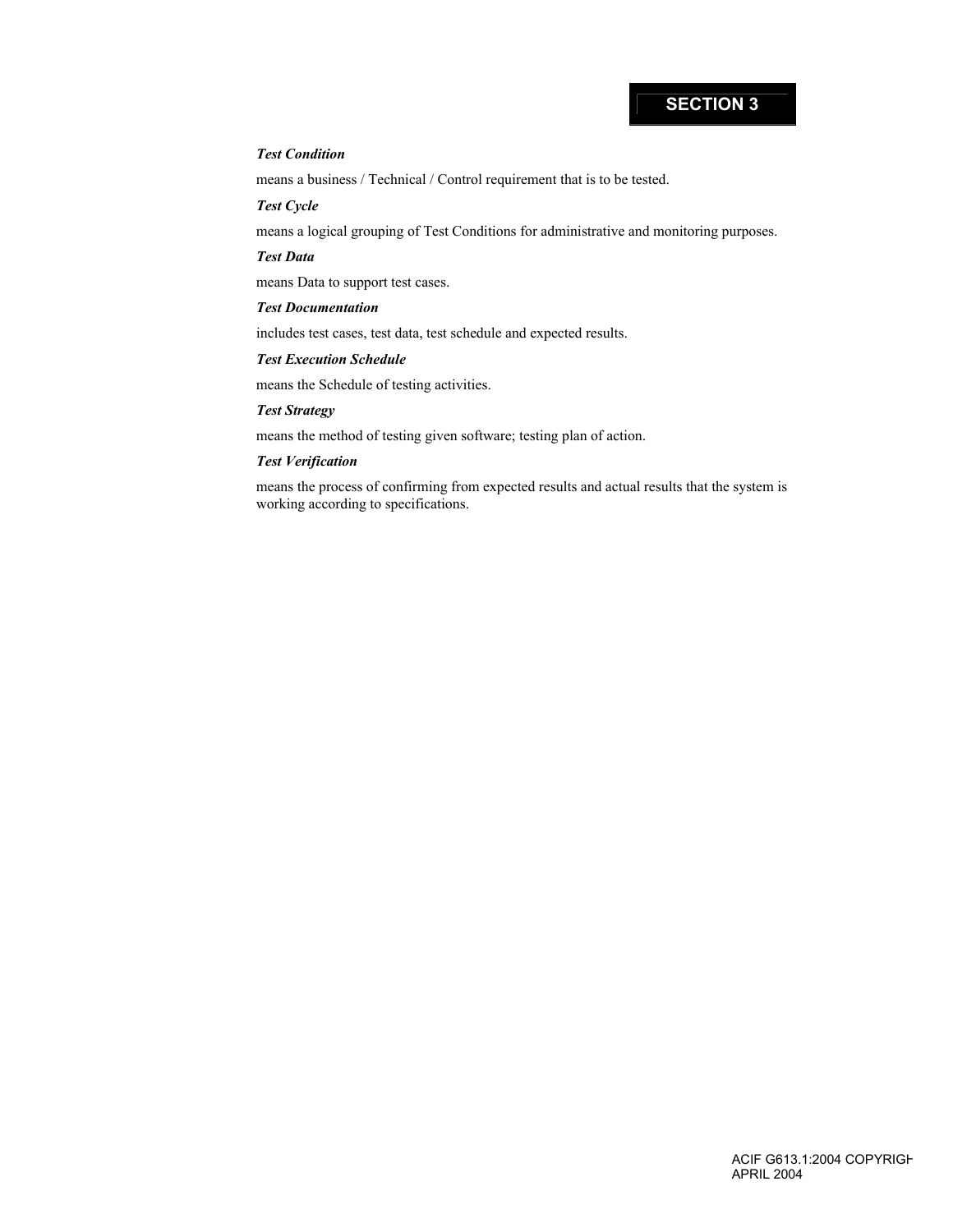***Test Condition***

means a business / Technical / Control requirement that is to be tested.

***Test Cycle***

means a logical grouping of Test Conditions for administrative and monitoring purposes.

***Test Data***

means Data to support test cases.

***Test Documentation***

includes test cases, test data, test schedule and expected results.

***Test Execution Schedule***

means the Schedule of testing activities.

***Test Strategy***

means the method of testing given software; testing plan of action.

***Test Verification***

means the process of confirming from expected results and actual results that the system is working according to specifications.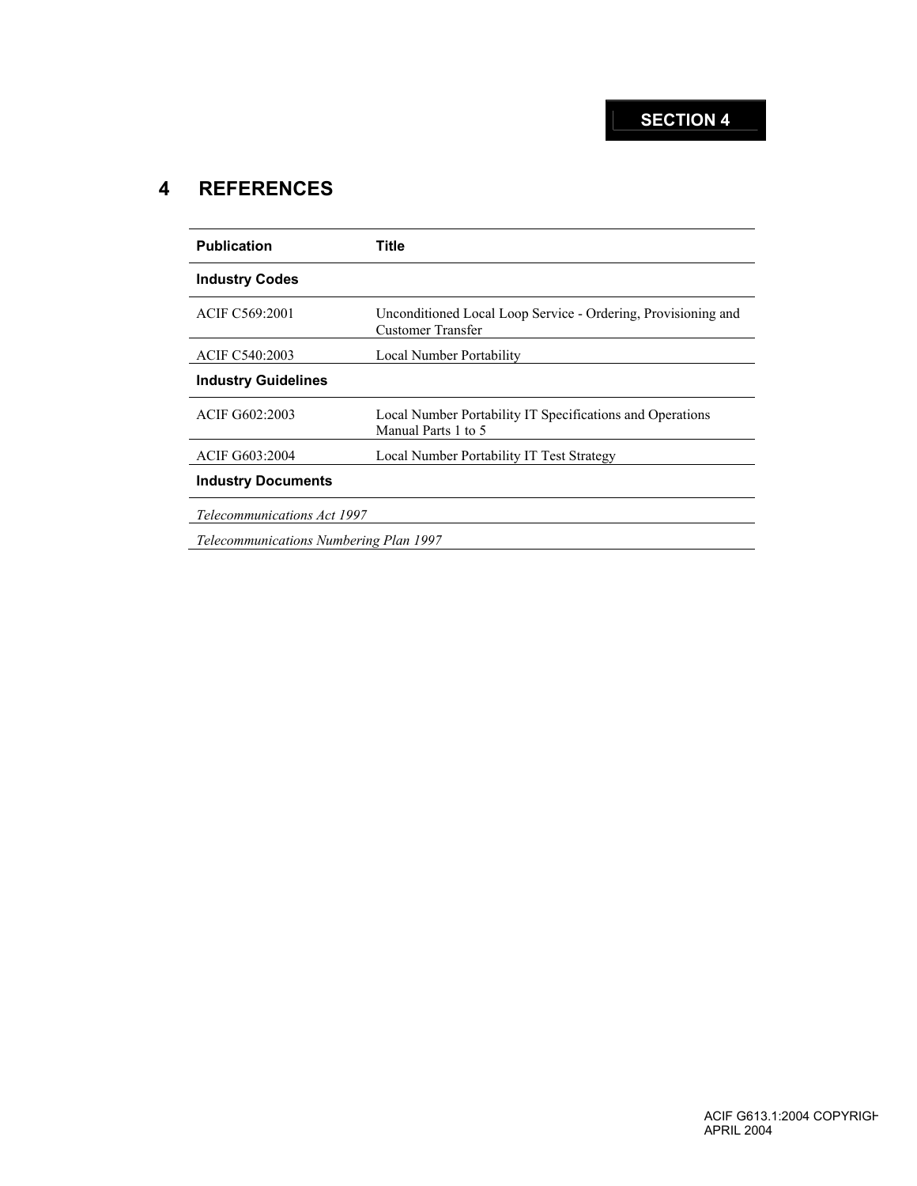SECTION 4

# 4 REFERENCES

| Publication | Title |
|---|---|
| **Industry Codes** | |
| ACIF C569:2001 | Unconditioned Local Loop Service - Ordering, Provisioning and Customer Transfer |
| ACIF C540:2003 | Local Number Portability |
| **Industry Guidelines** | |
| ACIF G602:2003 | Local Number Portability IT Specifications and Operations Manual Parts 1 to 5 |
| ACIF G603:2004 | Local Number Portability IT Test Strategy |
| **Industry Documents** | |
| *Telecommunications Act 1997* | |
| *Telecommunications Numbering Plan 1997* | |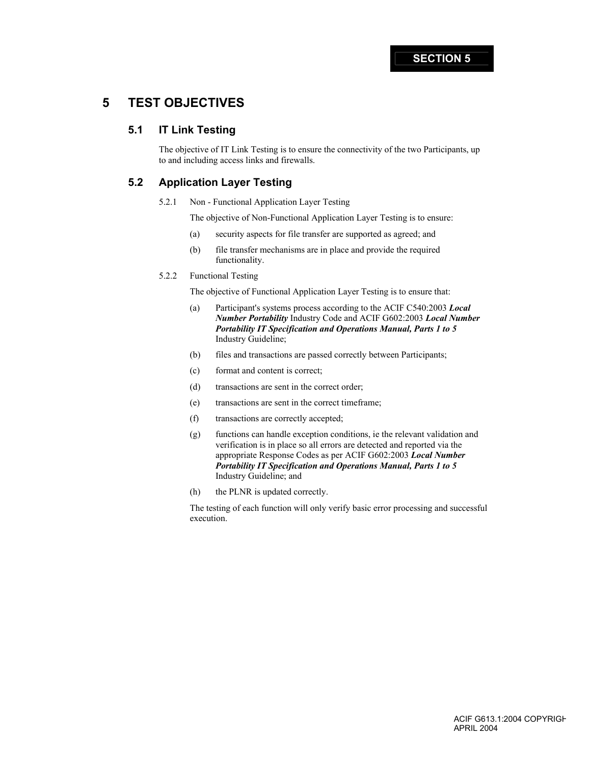# 5 TEST OBJECTIVES

## 5.1 IT Link Testing

The objective of IT Link Testing is to ensure the connectivity of the two Participants, up to and including access links and firewalls.

## 5.2 Application Layer Testing

5.2.1 Non - Functional Application Layer Testing

The objective of Non-Functional Application Layer Testing is to ensure:

(a) security aspects for file transfer are supported as agreed; and

(b) file transfer mechanisms are in place and provide the required functionality.

5.2.2 Functional Testing

The objective of Functional Application Layer Testing is to ensure that:

(a) Participant's systems process according to the ACIF C540:2003 ***Local Number Portability*** Industry Code and ACIF G602:2003 ***Local Number Portability IT Specification and Operations Manual, Parts 1 to 5*** Industry Guideline;

(b) files and transactions are passed correctly between Participants;

(c) format and content is correct;

(d) transactions are sent in the correct order;

(e) transactions are sent in the correct timeframe;

(f) transactions are correctly accepted;

(g) functions can handle exception conditions, ie the relevant validation and verification is in place so all errors are detected and reported via the appropriate Response Codes as per ACIF G602:2003 ***Local Number Portability IT Specification and Operations Manual, Parts 1 to 5*** Industry Guideline; and

(h) the PLNR is updated correctly.

The testing of each function will only verify basic error processing and successful execution.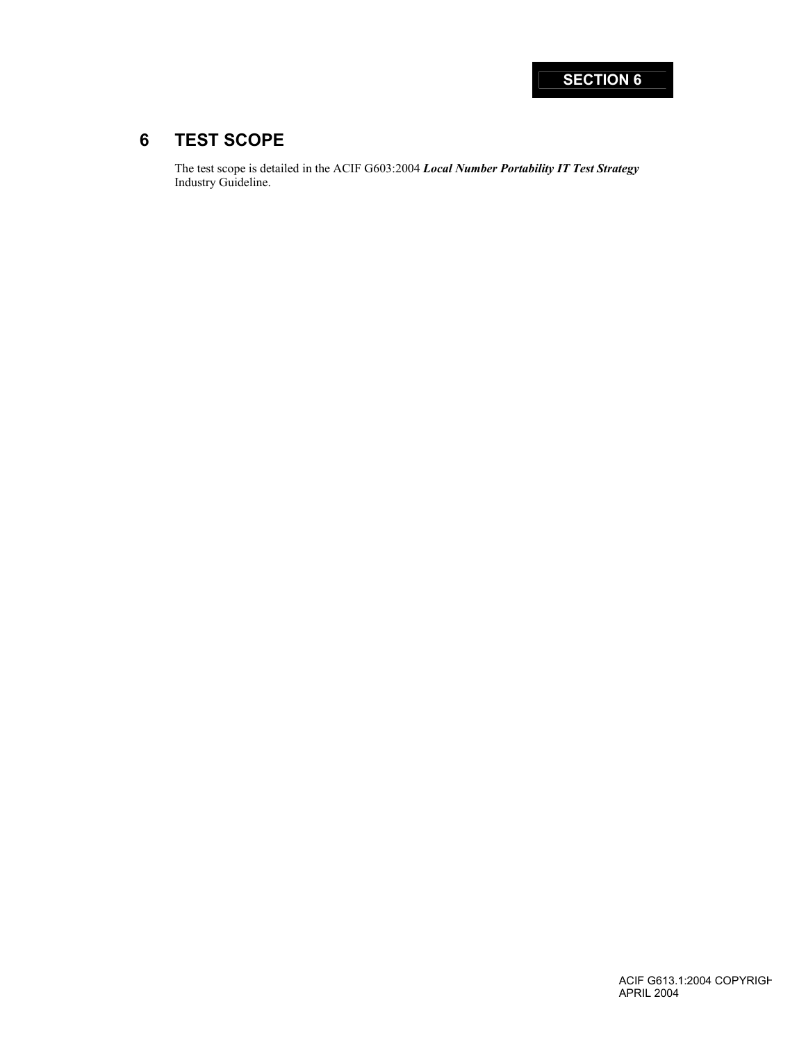# 6 TEST SCOPE

The test scope is detailed in the ACIF G603:2004 ***Local Number Portability IT Test Strategy*** Industry Guideline.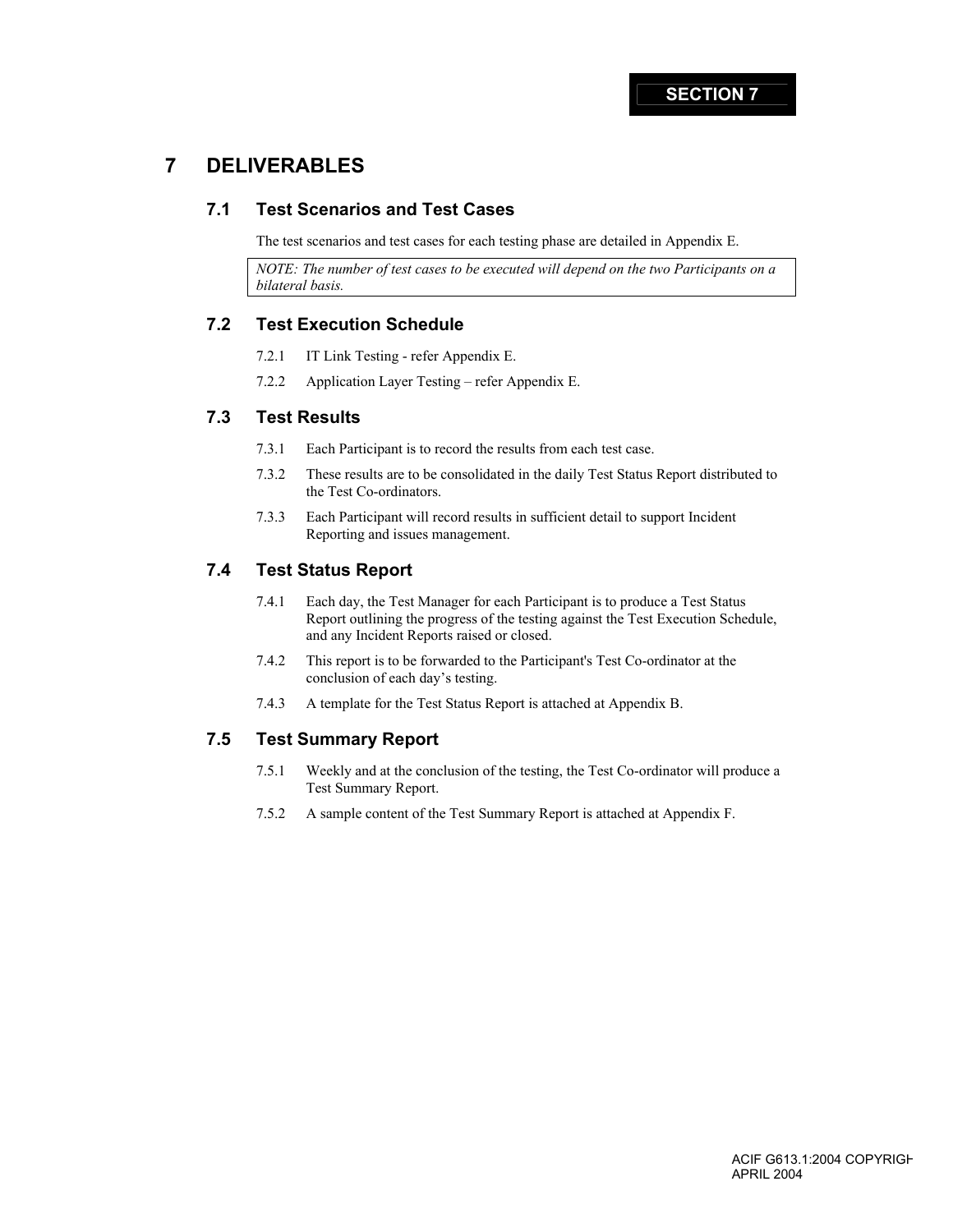SECTION 7

# 7 DELIVERABLES

## 7.1 Test Scenarios and Test Cases

The test scenarios and test cases for each testing phase are detailed in Appendix E.

*NOTE: The number of test cases to be executed will depend on the two Participants on a bilateral basis.*

## 7.2 Test Execution Schedule

7.2.1 IT Link Testing - refer Appendix E.

7.2.2 Application Layer Testing – refer Appendix E.

## 7.3 Test Results

7.3.1 Each Participant is to record the results from each test case.

7.3.2 These results are to be consolidated in the daily Test Status Report distributed to the Test Co-ordinators.

7.3.3 Each Participant will record results in sufficient detail to support Incident Reporting and issues management.

## 7.4 Test Status Report

7.4.1 Each day, the Test Manager for each Participant is to produce a Test Status Report outlining the progress of the testing against the Test Execution Schedule, and any Incident Reports raised or closed.

7.4.2 This report is to be forwarded to the Participant's Test Co-ordinator at the conclusion of each day's testing.

7.4.3 A template for the Test Status Report is attached at Appendix B.

## 7.5 Test Summary Report

7.5.1 Weekly and at the conclusion of the testing, the Test Co-ordinator will produce a Test Summary Report.

7.5.2 A sample content of the Test Summary Report is attached at Appendix F.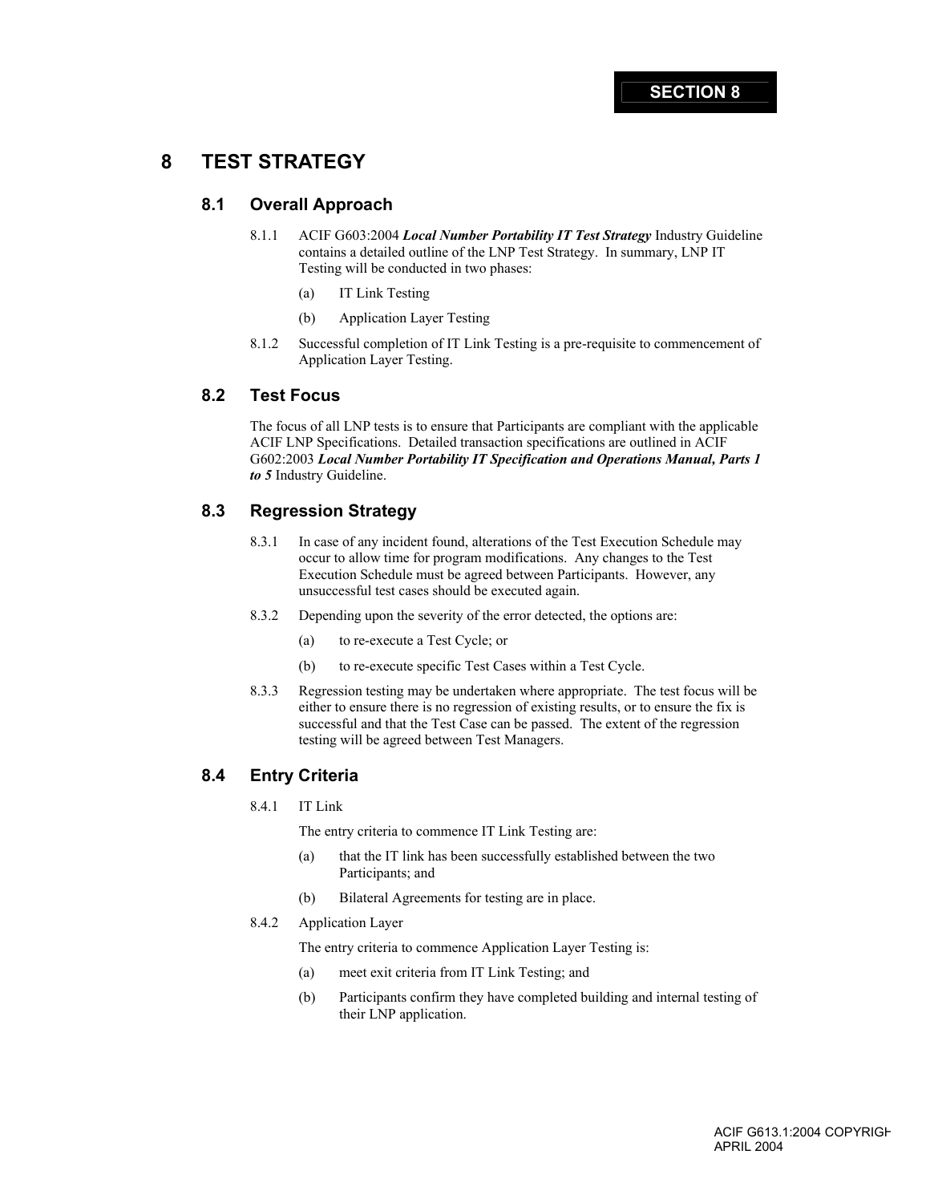SECTION 8

# 8 TEST STRATEGY

## 8.1 Overall Approach

8.1.1 ACIF G603:2004 ***Local Number Portability IT Test Strategy*** Industry Guideline contains a detailed outline of the LNP Test Strategy. In summary, LNP IT Testing will be conducted in two phases:

(a) IT Link Testing

(b) Application Layer Testing

8.1.2 Successful completion of IT Link Testing is a pre-requisite to commencement of Application Layer Testing.

## 8.2 Test Focus

The focus of all LNP tests is to ensure that Participants are compliant with the applicable ACIF LNP Specifications. Detailed transaction specifications are outlined in ACIF G602:2003 ***Local Number Portability IT Specification and Operations Manual, Parts 1 to 5*** Industry Guideline.

## 8.3 Regression Strategy

8.3.1 In case of any incident found, alterations of the Test Execution Schedule may occur to allow time for program modifications. Any changes to the Test Execution Schedule must be agreed between Participants. However, any unsuccessful test cases should be executed again.

8.3.2 Depending upon the severity of the error detected, the options are:

(a) to re-execute a Test Cycle; or

(b) to re-execute specific Test Cases within a Test Cycle.

8.3.3 Regression testing may be undertaken where appropriate. The test focus will be either to ensure there is no regression of existing results, or to ensure the fix is successful and that the Test Case can be passed. The extent of the regression testing will be agreed between Test Managers.

## 8.4 Entry Criteria

8.4.1 IT Link

The entry criteria to commence IT Link Testing are:

(a) that the IT link has been successfully established between the two Participants; and

(b) Bilateral Agreements for testing are in place.

8.4.2 Application Layer

The entry criteria to commence Application Layer Testing is:

(a) meet exit criteria from IT Link Testing; and

(b) Participants confirm they have completed building and internal testing of their LNP application.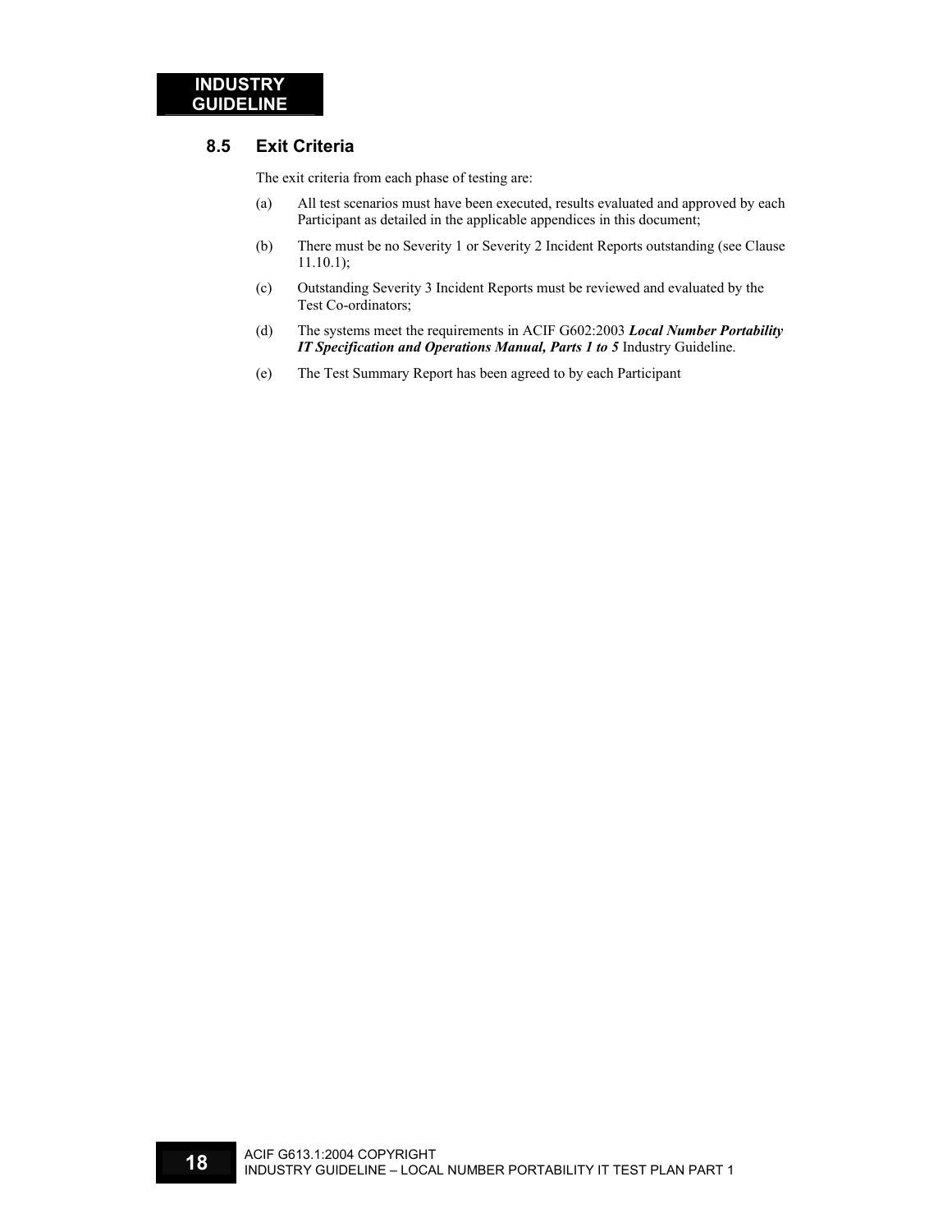## 8.5 Exit Criteria

The exit criteria from each phase of testing are:

(a) All test scenarios must have been executed, results evaluated and approved by each Participant as detailed in the applicable appendices in this document;

(b) There must be no Severity 1 or Severity 2 Incident Reports outstanding (see Clause 11.10.1);

(c) Outstanding Severity 3 Incident Reports must be reviewed and evaluated by the Test Co-ordinators;

(d) The systems meet the requirements in ACIF G602:2003 ***Local Number Portability IT Specification and Operations Manual, Parts 1 to 5*** Industry Guideline.

(e) The Test Summary Report has been agreed to by each Participant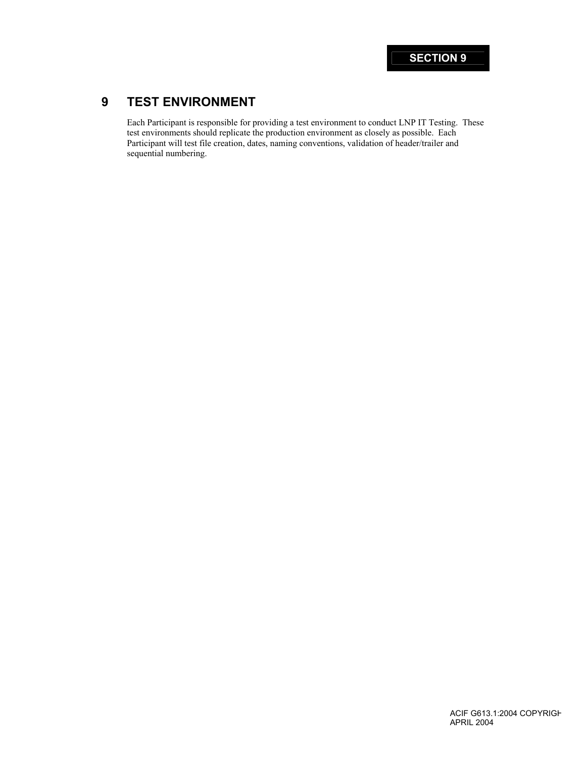# 9 TEST ENVIRONMENT

Each Participant is responsible for providing a test environment to conduct LNP IT Testing. These test environments should replicate the production environment as closely as possible. Each Participant will test file creation, dates, naming conventions, validation of header/trailer and sequential numbering.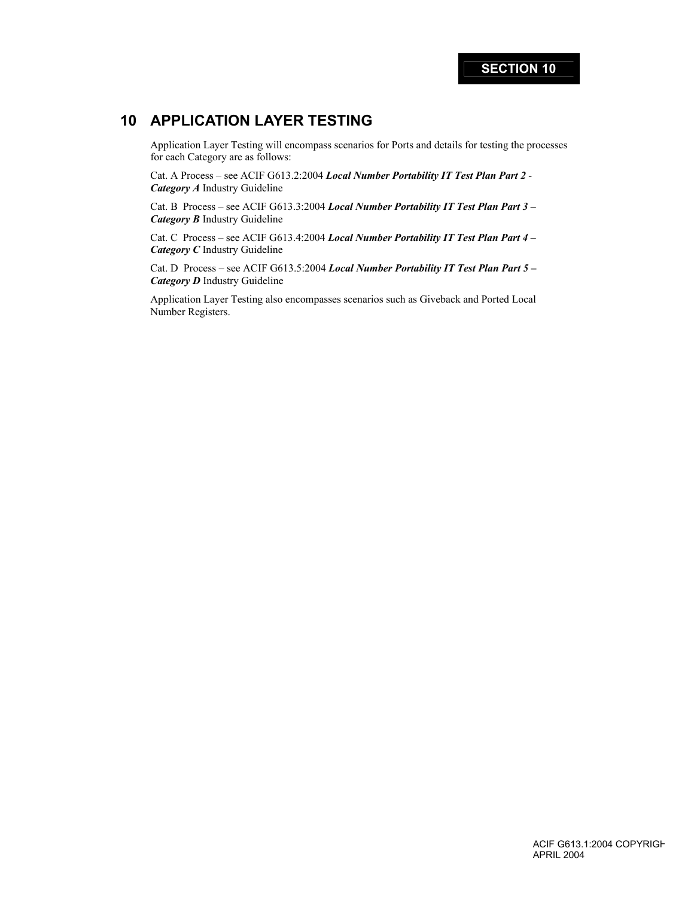SECTION 10

# 10 APPLICATION LAYER TESTING

Application Layer Testing will encompass scenarios for Ports and details for testing the processes for each Category are as follows:

Cat. A Process – see ACIF G613.2:2004 ***Local Number Portability IT Test Plan Part 2** - **Category A*** Industry Guideline

Cat. B Process – see ACIF G613.3:2004 ***Local Number Portability IT Test Plan Part 3 – Category B*** Industry Guideline

Cat. C Process – see ACIF G613.4:2004 ***Local Number Portability IT Test Plan Part 4 – Category C*** Industry Guideline

Cat. D Process – see ACIF G613.5:2004 ***Local Number Portability IT Test Plan Part 5 – Category D*** Industry Guideline

Application Layer Testing also encompasses scenarios such as Giveback and Ported Local Number Registers.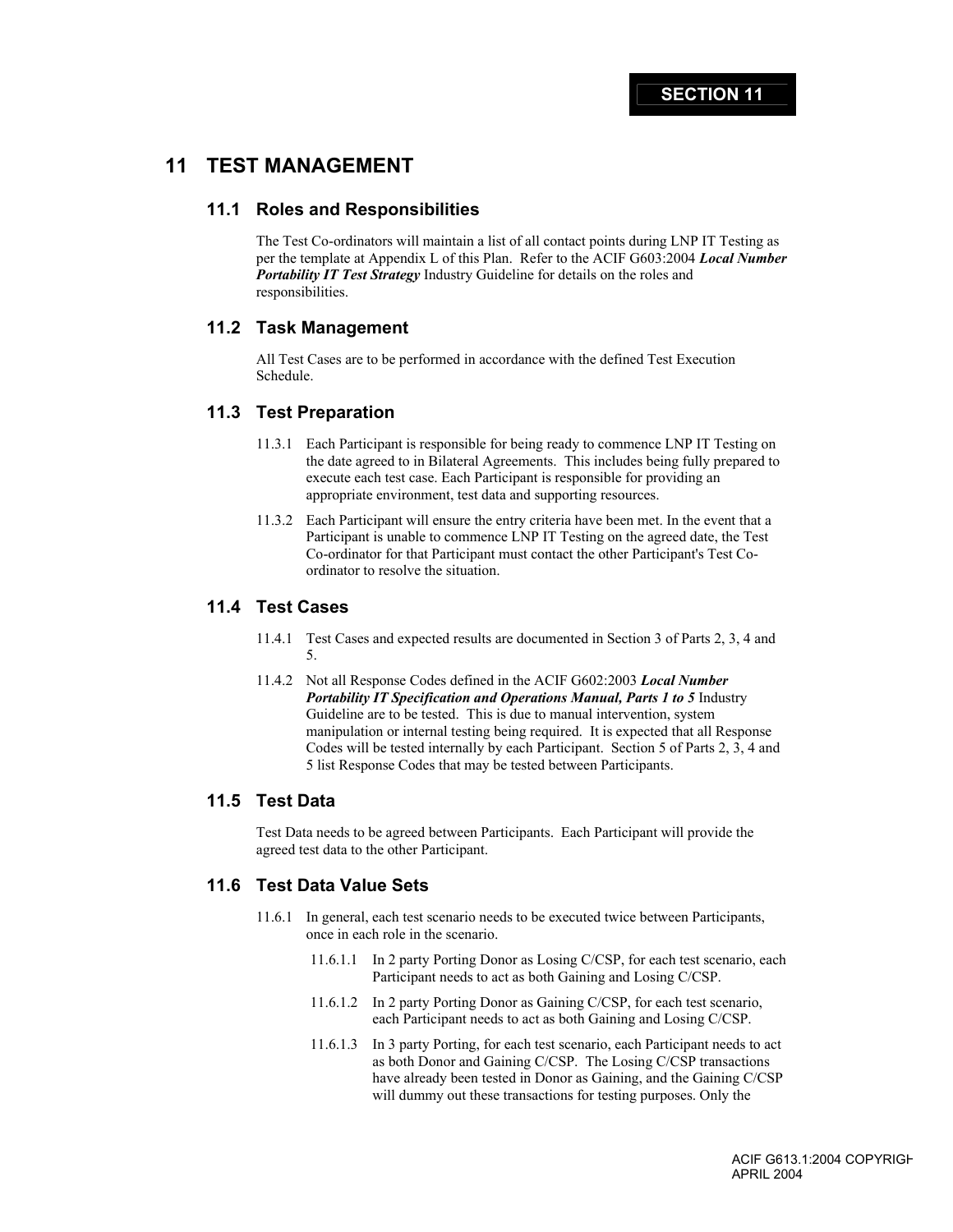# 11 TEST MANAGEMENT

## 11.1 Roles and Responsibilities

The Test Co-ordinators will maintain a list of all contact points during LNP IT Testing as per the template at Appendix L of this Plan. Refer to the ACIF G603:2004 ***Local Number Portability IT Test Strategy*** Industry Guideline for details on the roles and responsibilities.

## 11.2 Task Management

All Test Cases are to be performed in accordance with the defined Test Execution Schedule.

## 11.3 Test Preparation

11.3.1 Each Participant is responsible for being ready to commence LNP IT Testing on the date agreed to in Bilateral Agreements. This includes being fully prepared to execute each test case. Each Participant is responsible for providing an appropriate environment, test data and supporting resources.

11.3.2 Each Participant will ensure the entry criteria have been met. In the event that a Participant is unable to commence LNP IT Testing on the agreed date, the Test Co-ordinator for that Participant must contact the other Participant's Test Co-ordinator to resolve the situation.

## 11.4 Test Cases

11.4.1 Test Cases and expected results are documented in Section 3 of Parts 2, 3, 4 and 5.

11.4.2 Not all Response Codes defined in the ACIF G602:2003 ***Local Number Portability IT Specification and Operations Manual, Parts 1 to 5*** Industry Guideline are to be tested. This is due to manual intervention, system manipulation or internal testing being required. It is expected that all Response Codes will be tested internally by each Participant. Section 5 of Parts 2, 3, 4 and 5 list Response Codes that may be tested between Participants.

## 11.5 Test Data

Test Data needs to be agreed between Participants. Each Participant will provide the agreed test data to the other Participant.

## 11.6 Test Data Value Sets

11.6.1 In general, each test scenario needs to be executed twice between Participants, once in each role in the scenario.

11.6.1.1 In 2 party Porting Donor as Losing C/CSP, for each test scenario, each Participant needs to act as both Gaining and Losing C/CSP.

11.6.1.2 In 2 party Porting Donor as Gaining C/CSP, for each test scenario, each Participant needs to act as both Gaining and Losing C/CSP.

11.6.1.3 In 3 party Porting, for each test scenario, each Participant needs to act as both Donor and Gaining C/CSP. The Losing C/CSP transactions have already been tested in Donor as Gaining, and the Gaining C/CSP will dummy out these transactions for testing purposes. Only the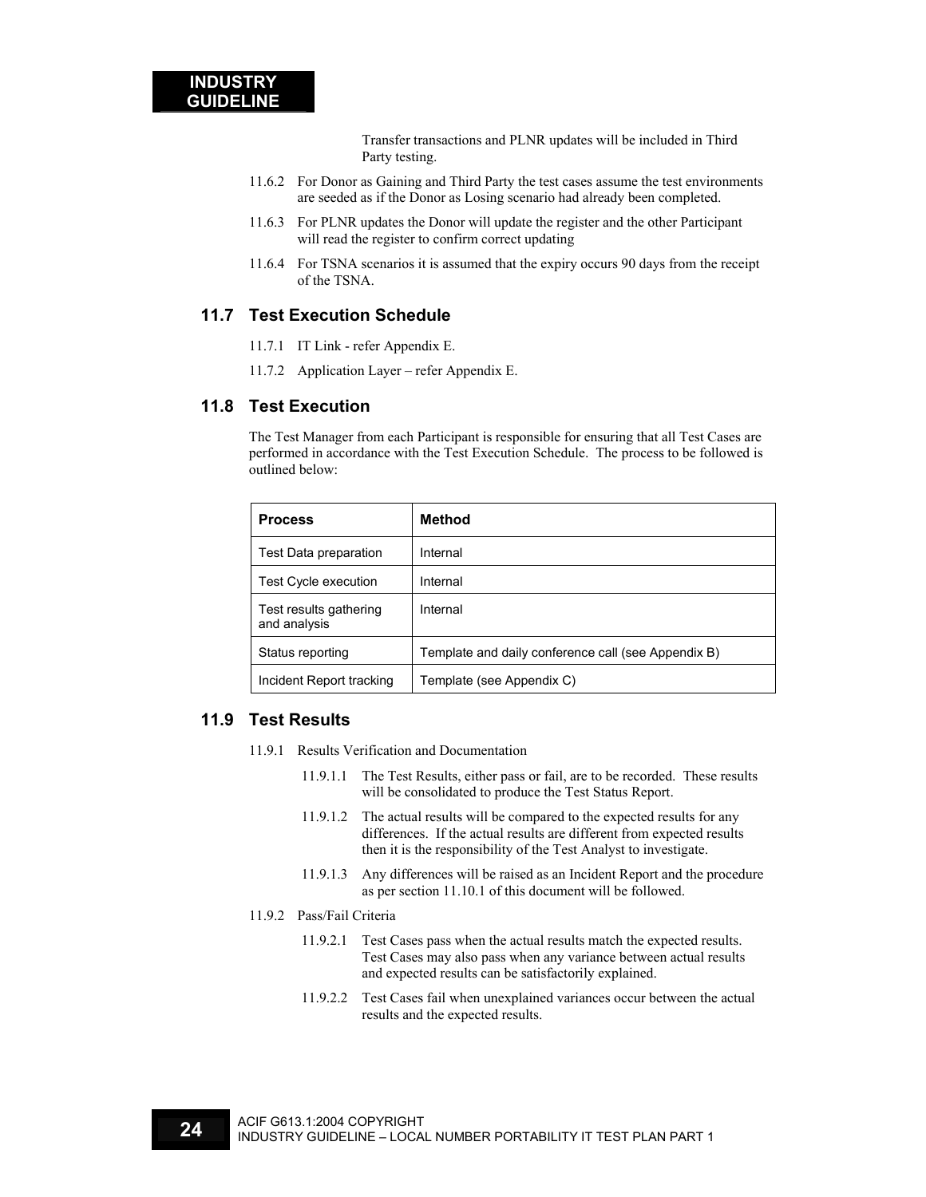Transfer transactions and PLNR updates will be included in Third Party testing.

11.6.2 For Donor as Gaining and Third Party the test cases assume the test environments are seeded as if the Donor as Losing scenario had already been completed.

11.6.3 For PLNR updates the Donor will update the register and the other Participant will read the register to confirm correct updating

11.6.4 For TSNA scenarios it is assumed that the expiry occurs 90 days from the receipt of the TSNA.

## 11.7 Test Execution Schedule

11.7.1 IT Link - refer Appendix E.

11.7.2 Application Layer – refer Appendix E.

## 11.8 Test Execution

The Test Manager from each Participant is responsible for ensuring that all Test Cases are performed in accordance with the Test Execution Schedule. The process to be followed is outlined below:

| Process | Method |
|---|---|
| Test Data preparation | Internal |
| Test Cycle execution | Internal |
| Test results gathering and analysis | Internal |
| Status reporting | Template and daily conference call (see Appendix B) |
| Incident Report tracking | Template (see Appendix C) |

## 11.9 Test Results

11.9.1 Results Verification and Documentation

11.9.1.1 The Test Results, either pass or fail, are to be recorded. These results will be consolidated to produce the Test Status Report.

11.9.1.2 The actual results will be compared to the expected results for any differences. If the actual results are different from expected results then it is the responsibility of the Test Analyst to investigate.

11.9.1.3 Any differences will be raised as an Incident Report and the procedure as per section 11.10.1 of this document will be followed.

11.9.2 Pass/Fail Criteria

11.9.2.1 Test Cases pass when the actual results match the expected results. Test Cases may also pass when any variance between actual results and expected results can be satisfactorily explained.

11.9.2.2 Test Cases fail when unexplained variances occur between the actual results and the expected results.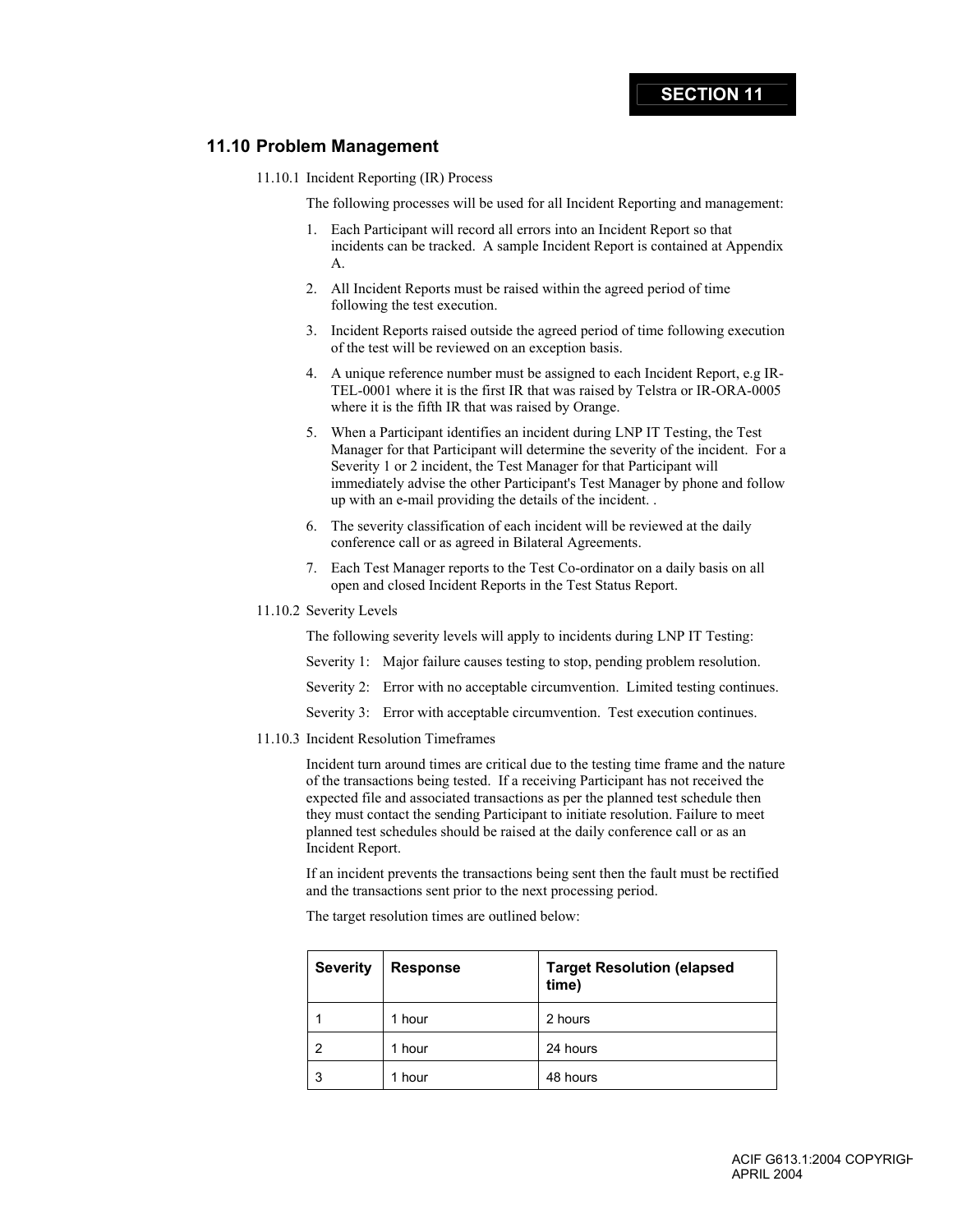## 11.10 Problem Management

### 11.10.1 Incident Reporting (IR) Process

The following processes will be used for all Incident Reporting and management:

1. Each Participant will record all errors into an Incident Report so that incidents can be tracked. A sample Incident Report is contained at Appendix A.
2. All Incident Reports must be raised within the agreed period of time following the test execution.
3. Incident Reports raised outside the agreed period of time following execution of the test will be reviewed on an exception basis.
4. A unique reference number must be assigned to each Incident Report, e.g IR-TEL-0001 where it is the first IR that was raised by Telstra or IR-ORA-0005 where it is the fifth IR that was raised by Orange.
5. When a Participant identifies an incident during LNP IT Testing, the Test Manager for that Participant will determine the severity of the incident. For a Severity 1 or 2 incident, the Test Manager for that Participant will immediately advise the other Participant's Test Manager by phone and follow up with an e-mail providing the details of the incident. .
6. The severity classification of each incident will be reviewed at the daily conference call or as agreed in Bilateral Agreements.
7. Each Test Manager reports to the Test Co-ordinator on a daily basis on all open and closed Incident Reports in the Test Status Report.

### 11.10.2 Severity Levels

The following severity levels will apply to incidents during LNP IT Testing:

Severity 1: Major failure causes testing to stop, pending problem resolution.

Severity 2: Error with no acceptable circumvention. Limited testing continues.

Severity 3: Error with acceptable circumvention. Test execution continues.

### 11.10.3 Incident Resolution Timeframes

Incident turn around times are critical due to the testing time frame and the nature of the transactions being tested. If a receiving Participant has not received the expected file and associated transactions as per the planned test schedule then they must contact the sending Participant to initiate resolution. Failure to meet planned test schedules should be raised at the daily conference call or as an Incident Report.

If an incident prevents the transactions being sent then the fault must be rectified and the transactions sent prior to the next processing period.

The target resolution times are outlined below:

| Severity | Response | Target Resolution (elapsed time) |
|---|---|---|
| 1 | 1 hour | 2 hours |
| 2 | 1 hour | 24 hours |
| 3 | 1 hour | 48 hours |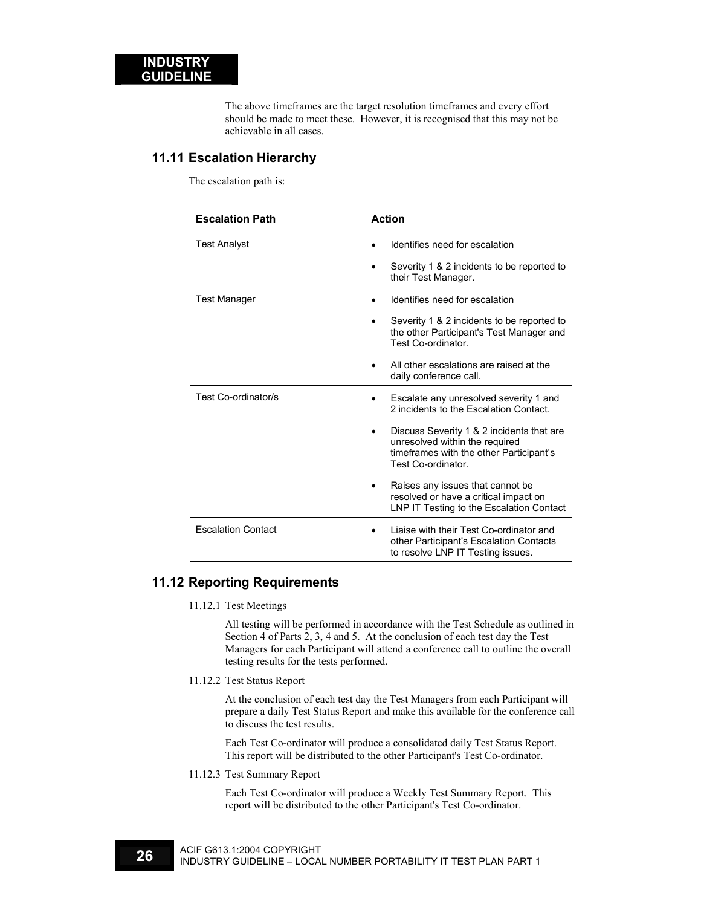The above timeframes are the target resolution timeframes and every effort should be made to meet these. However, it is recognised that this may not be achievable in all cases.

## 11.11 Escalation Hierarchy

The escalation path is:

| Escalation Path | Action |
|---|---|
| Test Analyst | • Identifies need for escalation<br>• Severity 1 & 2 incidents to be reported to their Test Manager. |
| Test Manager | • Identifies need for escalation<br>• Severity 1 & 2 incidents to be reported to the other Participant's Test Manager and Test Co-ordinator.<br>• All other escalations are raised at the daily conference call. |
| Test Co-ordinator/s | • Escalate any unresolved severity 1 and 2 incidents to the Escalation Contact.<br>• Discuss Severity 1 & 2 incidents that are unresolved within the required timeframes with the other Participant's Test Co-ordinator.<br>• Raises any issues that cannot be resolved or have a critical impact on LNP IT Testing to the Escalation Contact |
| Escalation Contact | • Liaise with their Test Co-ordinator and other Participant's Escalation Contacts to resolve LNP IT Testing issues. |

## 11.12 Reporting Requirements

11.12.1 Test Meetings

All testing will be performed in accordance with the Test Schedule as outlined in Section 4 of Parts 2, 3, 4 and 5. At the conclusion of each test day the Test Managers for each Participant will attend a conference call to outline the overall testing results for the tests performed.

11.12.2 Test Status Report

At the conclusion of each test day the Test Managers from each Participant will prepare a daily Test Status Report and make this available for the conference call to discuss the test results.

Each Test Co-ordinator will produce a consolidated daily Test Status Report. This report will be distributed to the other Participant's Test Co-ordinator.

11.12.3 Test Summary Report

Each Test Co-ordinator will produce a Weekly Test Summary Report. This report will be distributed to the other Participant's Test Co-ordinator.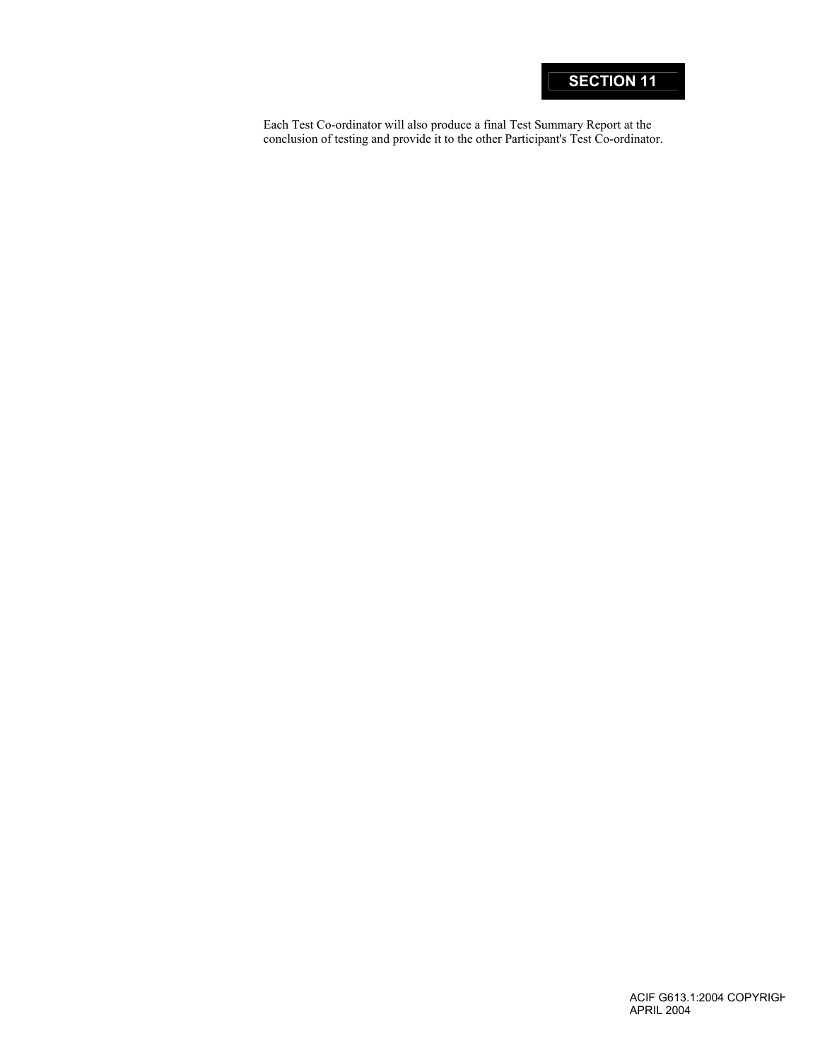Each Test Co-ordinator will also produce a final Test Summary Report at the conclusion of testing and provide it to the other Participant's Test Co-ordinator.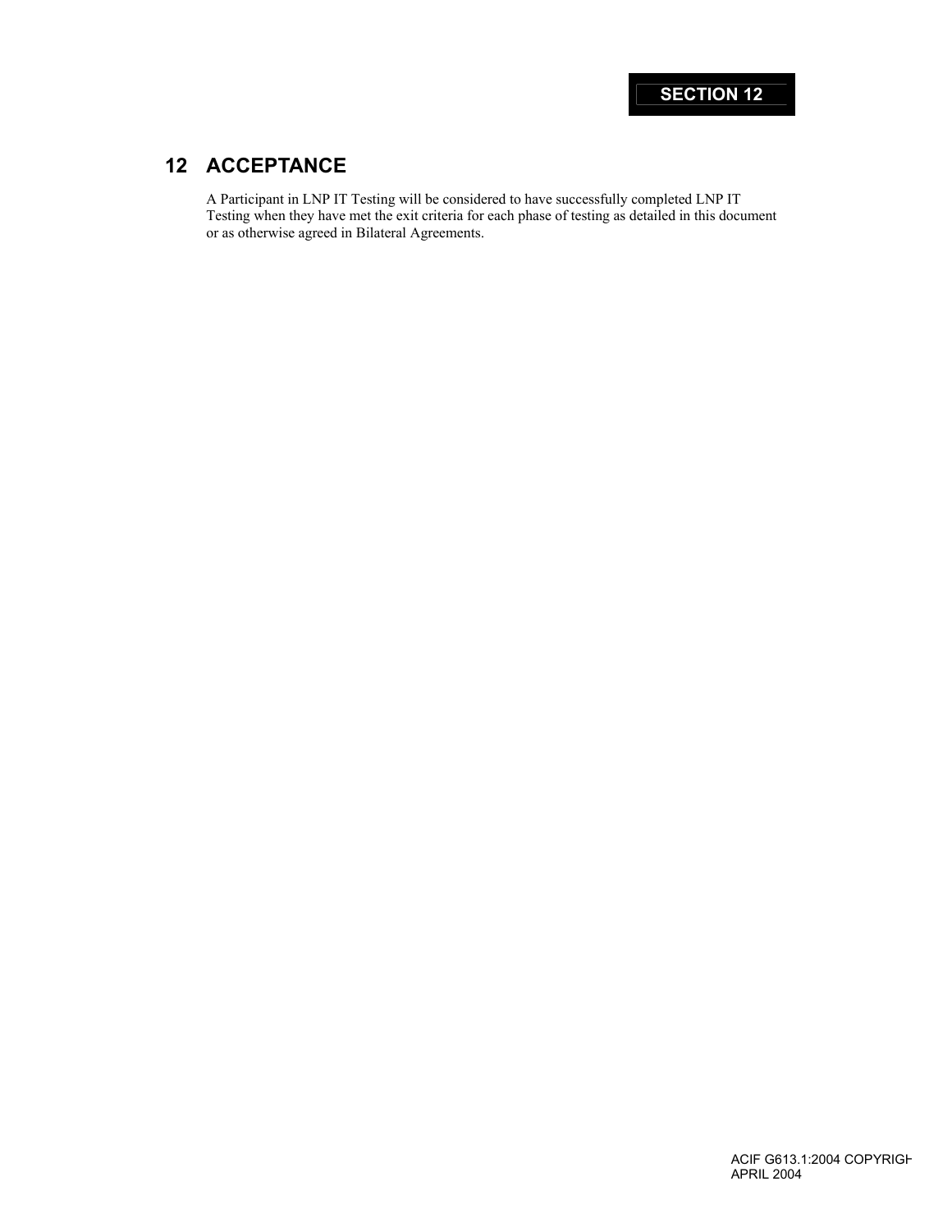# 12 ACCEPTANCE

A Participant in LNP IT Testing will be considered to have successfully completed LNP IT Testing when they have met the exit criteria for each phase of testing as detailed in this document or as otherwise agreed in Bilateral Agreements.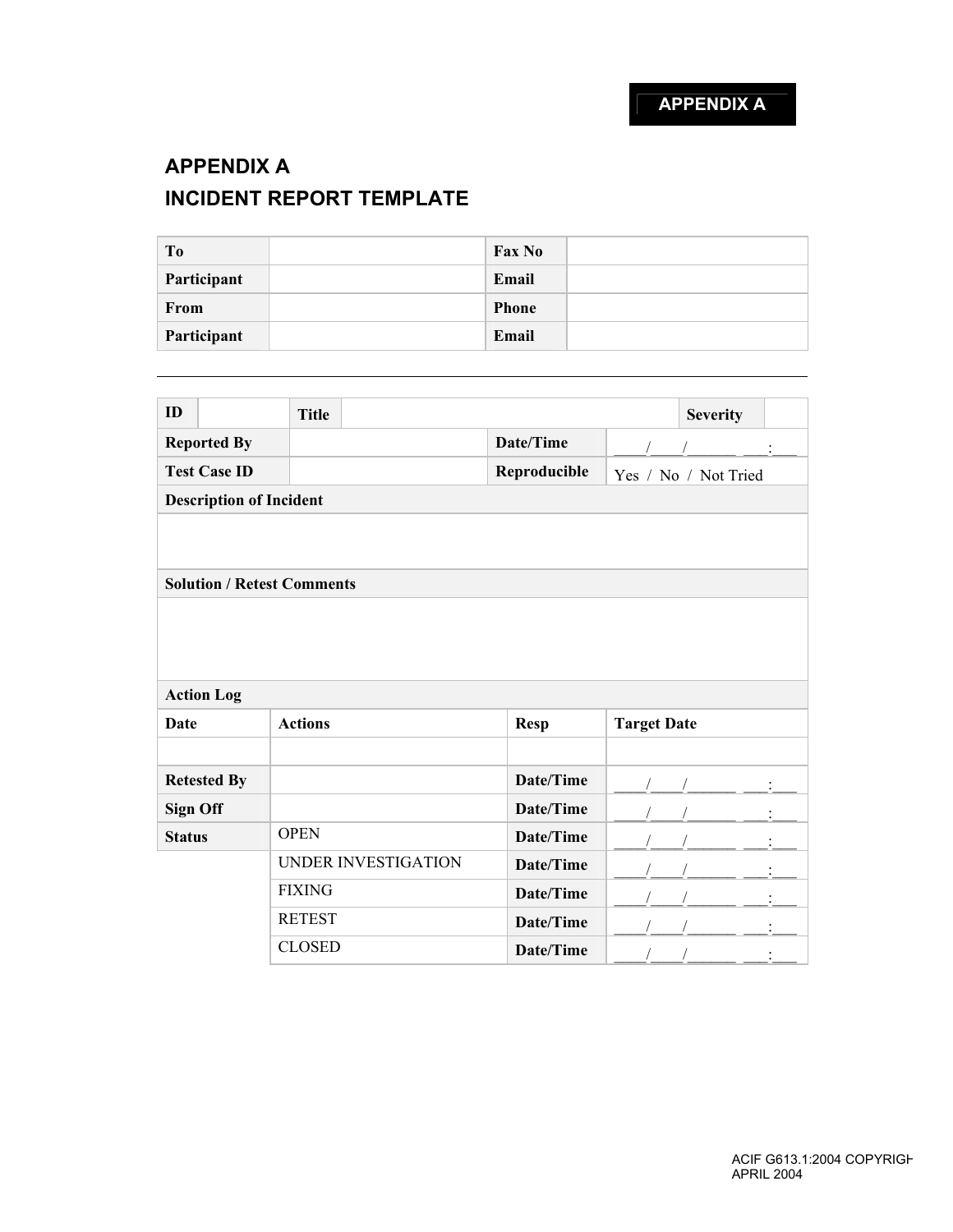# APPENDIX A

## INCIDENT REPORT TEMPLATE

| To | | Fax No | |
|---|---|---|---|
| Participant | | Email | |
| From | | Phone | |
| Participant | | Email | |

---

| ID | | Title | | Severity | |
|---|---|---|---|---|---|
| Reported By | | Date/Time | ____/____/______ ___:___ | | |
| Test Case ID | | Reproducible | Yes / No / Not Tried | | |
| Description of Incident | | | | | |
| | | | | | |
| Solution / Retest Comments | | | | | |
| | | | | | |
| Action Log | | | | | |

| Date | Actions | Resp | Target Date |
|---|---|---|---|
| | | | |
| Retested By | | Date/Time | ____/____/______ ___:___ |
| Sign Off | | Date/Time | ____/____/______ ___:___ |
| Status | OPEN | Date/Time | ____/____/______ ___:___ |
| | UNDER INVESTIGATION | Date/Time | ____/____/______ ___:___ |
| | FIXING | Date/Time | ____/____/______ ___:___ |
| | RETEST | Date/Time | ____/____/______ ___:___ |
| | CLOSED | Date/Time | ____/____/______ ___:___ |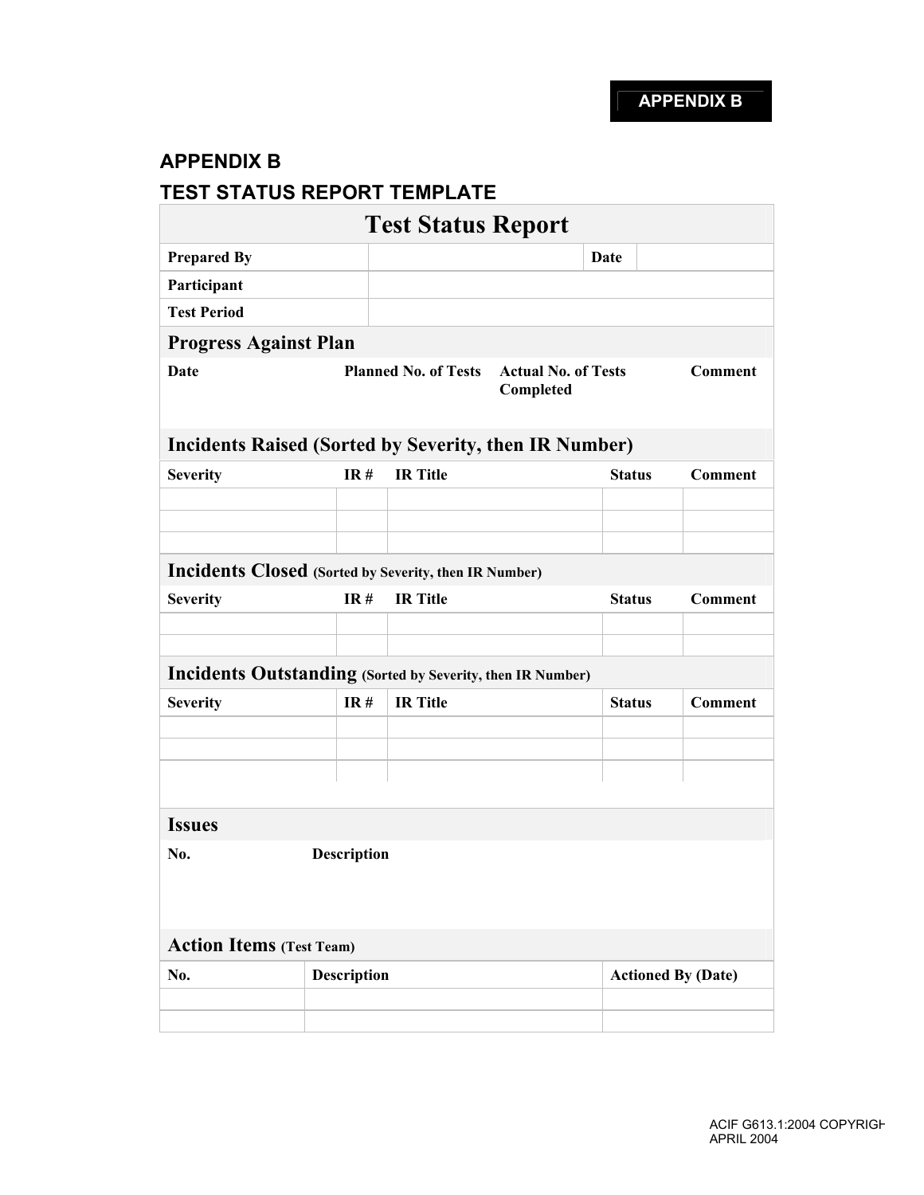# APPENDIX B

## TEST STATUS REPORT TEMPLATE

| Test Status Report | | | |
|---|---|---|---|
| **Prepared By** | | **Date** | |
| **Participant** | | | |
| **Test Period** | | | |

**Progress Against Plan**

| Date | Planned No. of Tests | Actual No. of Tests Completed | Comment |
|---|---|---|---|
| | | | |

**Incidents Raised (Sorted by Severity, then IR Number)**

| Severity | IR # | IR Title | Status | Comment |
|---|---|---|---|---|
| | | | | |
| | | | | |
| | | | | |

**Incidents Closed** (Sorted by Severity, then IR Number)

| Severity | IR # | IR Title | Status | Comment |
|---|---|---|---|---|
| | | | | |
| | | | | |

**Incidents Outstanding** (Sorted by Severity, then IR Number)

| Severity | IR # | IR Title | Status | Comment |
|---|---|---|---|---|
| | | | | |
| | | | | |
| | | | | |

**Issues**

| No. | Description |
|---|---|
| | |

**Action Items** (Test Team)

| No. | Description | Actioned By (Date) |
|---|---|---|
| | | |
| | | |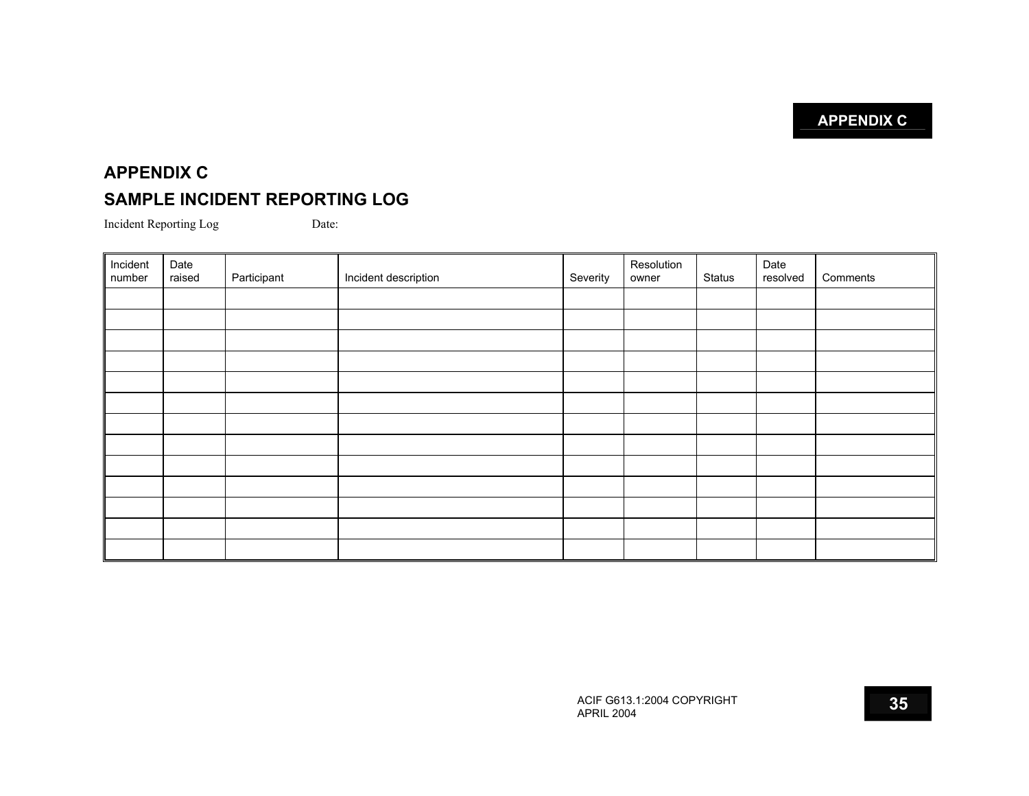## APPENDIX C

## SAMPLE INCIDENT REPORTING LOG

Incident Reporting Log Date:

| Incident number | Date raised | Participant | Incident description | Severity | Resolution owner | Status | Date resolved | Comments |
|---|---|---|---|---|---|---|---|---|
| | | | | | | | | |
| | | | | | | | | |
| | | | | | | | | |
| | | | | | | | | |
| | | | | | | | | |
| | | | | | | | | |
| | | | | | | | | |
| | | | | | | | | |
| | | | | | | | | |
| | | | | | | | | |
| | | | | | | | | |
| | | | | | | | | |
| | | | | | | | | |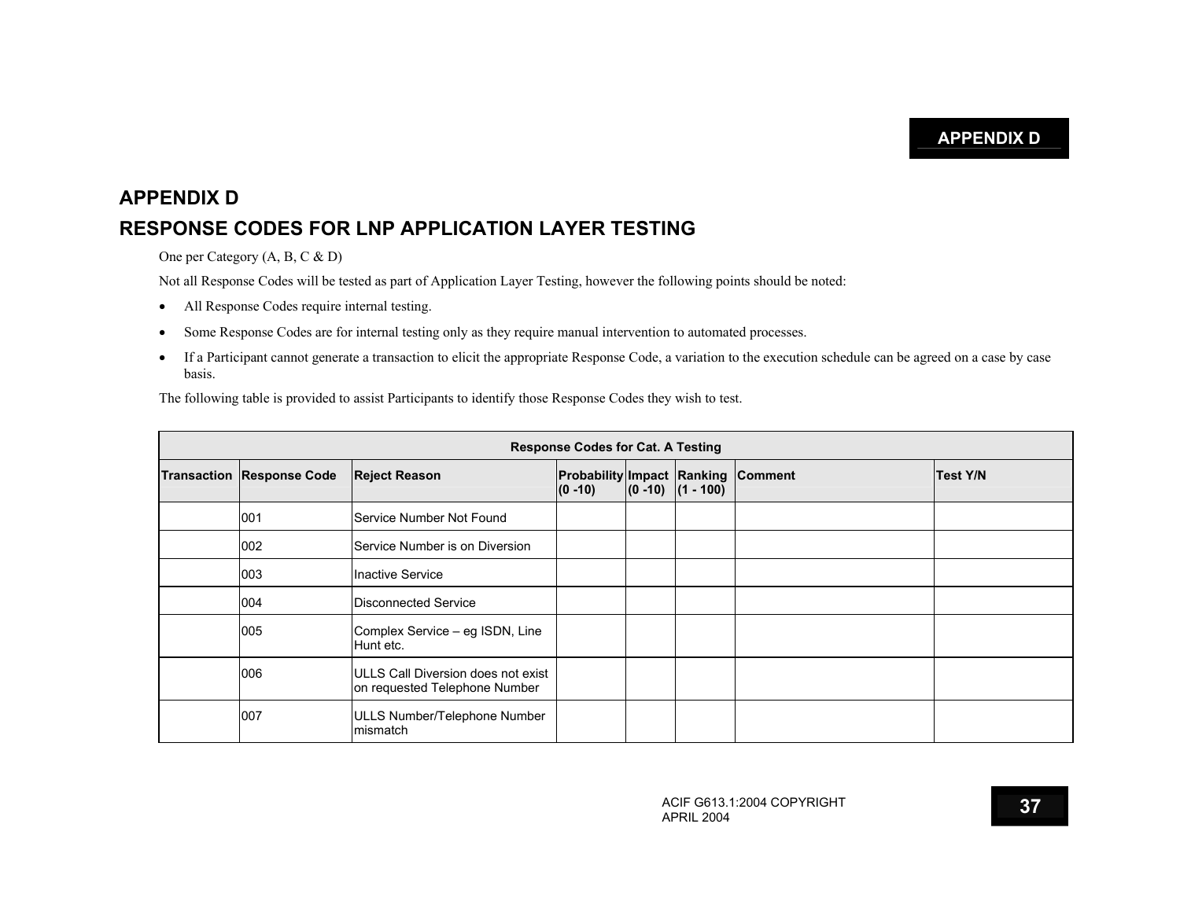# APPENDIX D

## RESPONSE CODES FOR LNP APPLICATION LAYER TESTING

One per Category (A, B, C & D)

Not all Response Codes will be tested as part of Application Layer Testing, however the following points should be noted:

- All Response Codes require internal testing.
- Some Response Codes are for internal testing only as they require manual intervention to automated processes.
- If a Participant cannot generate a transaction to elicit the appropriate Response Code, a variation to the execution schedule can be agreed on a case by case basis.

The following table is provided to assist Participants to identify those Response Codes they wish to test.

| Response Codes for Cat. A Testing | | | | | | | |
|---|---|---|---|---|---|---|---|
| **Transaction** | **Response Code** | **Reject Reason** | **Probability (0 -10)** | **Impact (0 -10)** | **Ranking (1 - 100)** | **Comment** | **Test Y/N** |
| | 001 | Service Number Not Found | | | | | |
| | 002 | Service Number is on Diversion | | | | | |
| | 003 | Inactive Service | | | | | |
| | 004 | Disconnected Service | | | | | |
| | 005 | Complex Service – eg ISDN, Line Hunt etc. | | | | | |
| | 006 | ULLS Call Diversion does not exist on requested Telephone Number | | | | | |
| | 007 | ULLS Number/Telephone Number mismatch | | | | | |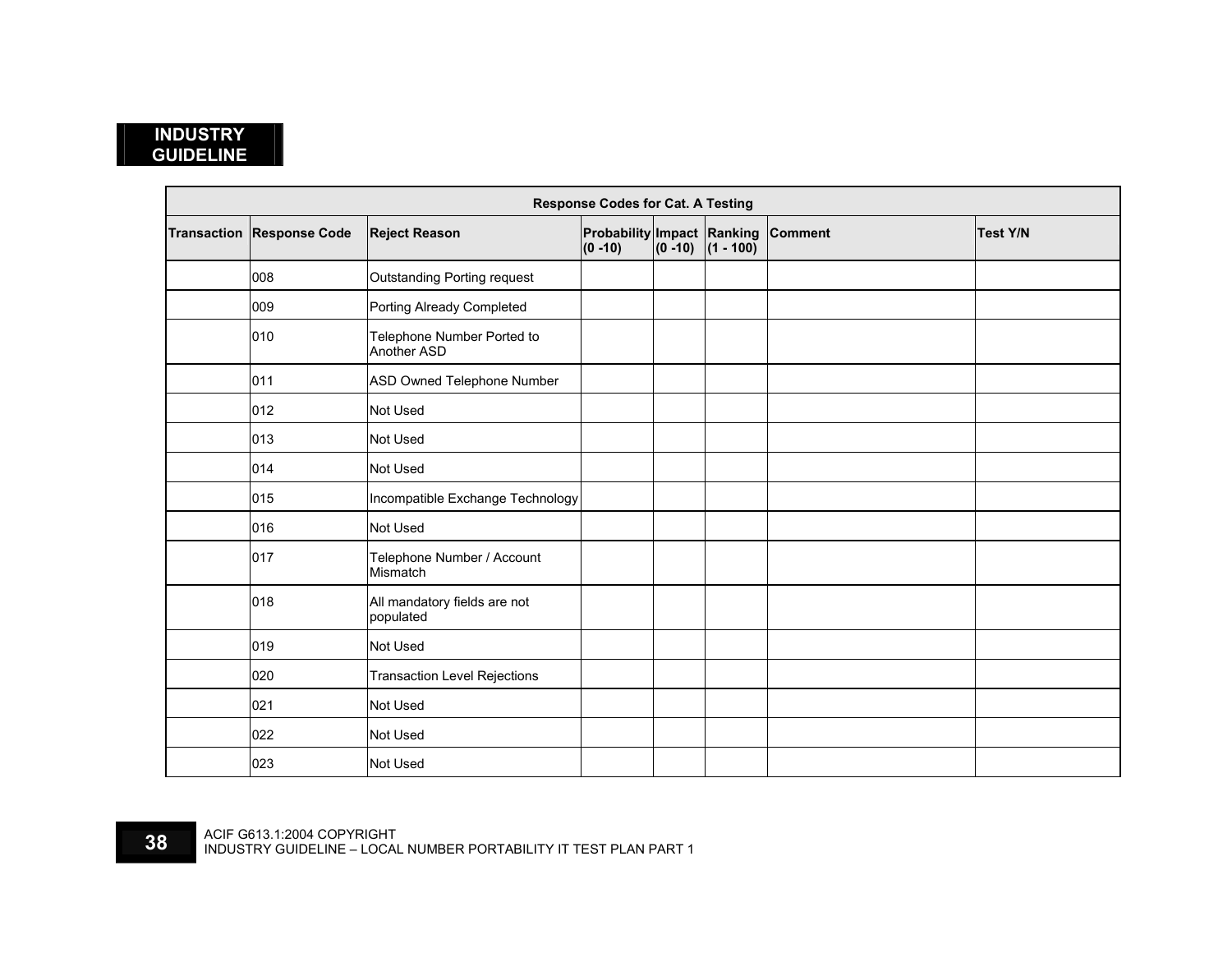| Response Codes for Cat. A Testing | | | | | | | |
|---|---|---|---|---|---|---|---|
| Transaction | Response Code | Reject Reason | Probability (0 -10) | Impact (0 -10) | Ranking (1 - 100) | Comment | Test Y/N |
| | 008 | Outstanding Porting request | | | | | |
| | 009 | Porting Already Completed | | | | | |
| | 010 | Telephone Number Ported to Another ASD | | | | | |
| | 011 | ASD Owned Telephone Number | | | | | |
| | 012 | Not Used | | | | | |
| | 013 | Not Used | | | | | |
| | 014 | Not Used | | | | | |
| | 015 | Incompatible Exchange Technology | | | | | |
| | 016 | Not Used | | | | | |
| | 017 | Telephone Number / Account Mismatch | | | | | |
| | 018 | All mandatory fields are not populated | | | | | |
| | 019 | Not Used | | | | | |
| | 020 | Transaction Level Rejections | | | | | |
| | 021 | Not Used | | | | | |
| | 022 | Not Used | | | | | |
| | 023 | Not Used | | | | | |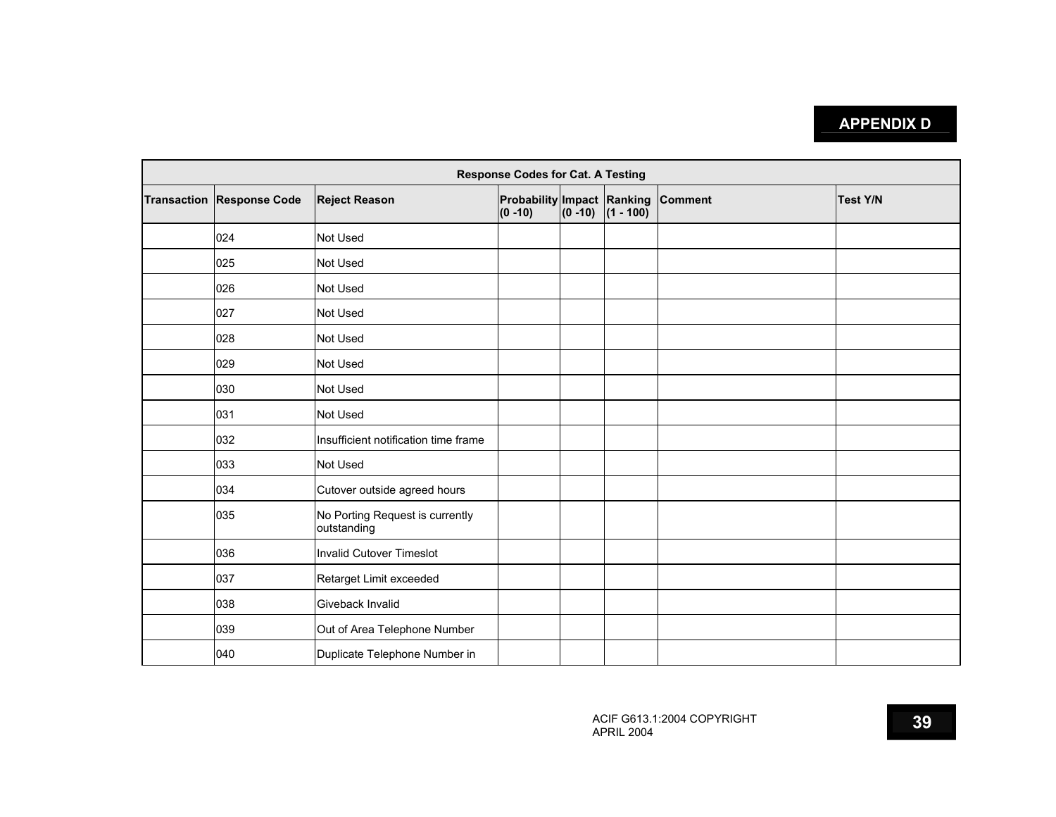## APPENDIX D

| Response Codes for Cat. A Testing | | | | | | | |
|---|---|---|---|---|---|---|---|
| **Transaction** | **Response Code** | **Reject Reason** | **Probability (0 -10)** | **Impact (0 -10)** | **Ranking (1 - 100)** | **Comment** | **Test Y/N** |
| | 024 | Not Used | | | | | |
| | 025 | Not Used | | | | | |
| | 026 | Not Used | | | | | |
| | 027 | Not Used | | | | | |
| | 028 | Not Used | | | | | |
| | 029 | Not Used | | | | | |
| | 030 | Not Used | | | | | |
| | 031 | Not Used | | | | | |
| | 032 | Insufficient notification time frame | | | | | |
| | 033 | Not Used | | | | | |
| | 034 | Cutover outside agreed hours | | | | | |
| | 035 | No Porting Request is currently outstanding | | | | | |
| | 036 | Invalid Cutover Timeslot | | | | | |
| | 037 | Retarget Limit exceeded | | | | | |
| | 038 | Giveback Invalid | | | | | |
| | 039 | Out of Area Telephone Number | | | | | |
| | 040 | Duplicate Telephone Number in | | | | | |

ACIF G613.1:2004 COPYRIGHT
APRIL 2004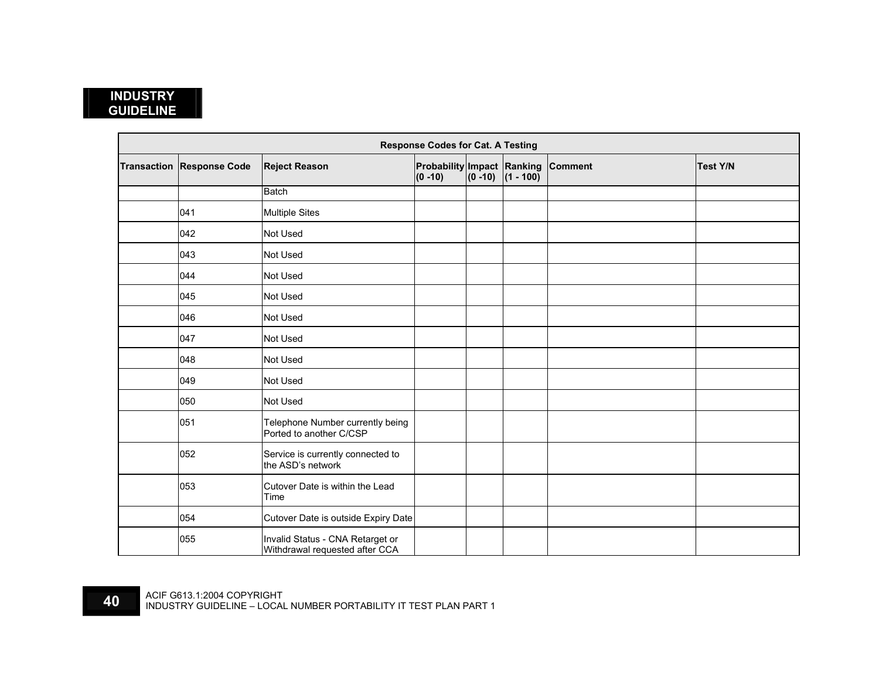| Response Codes for Cat. A Testing | | | | | | | |
|---|---|---|---|---|---|---|---|
| Transaction | Response Code | Reject Reason | Probability (0 -10) | Impact (0 -10) | Ranking (1 - 100) | Comment | Test Y/N |
| | | Batch | | | | | |
| | 041 | Multiple Sites | | | | | |
| | 042 | Not Used | | | | | |
| | 043 | Not Used | | | | | |
| | 044 | Not Used | | | | | |
| | 045 | Not Used | | | | | |
| | 046 | Not Used | | | | | |
| | 047 | Not Used | | | | | |
| | 048 | Not Used | | | | | |
| | 049 | Not Used | | | | | |
| | 050 | Not Used | | | | | |
| | 051 | Telephone Number currently being Ported to another C/CSP | | | | | |
| | 052 | Service is currently connected to the ASD's network | | | | | |
| | 053 | Cutover Date is within the Lead Time | | | | | |
| | 054 | Cutover Date is outside Expiry Date | | | | | |
| | 055 | Invalid Status - CNA Retarget or Withdrawal requested after CCA | | | | | |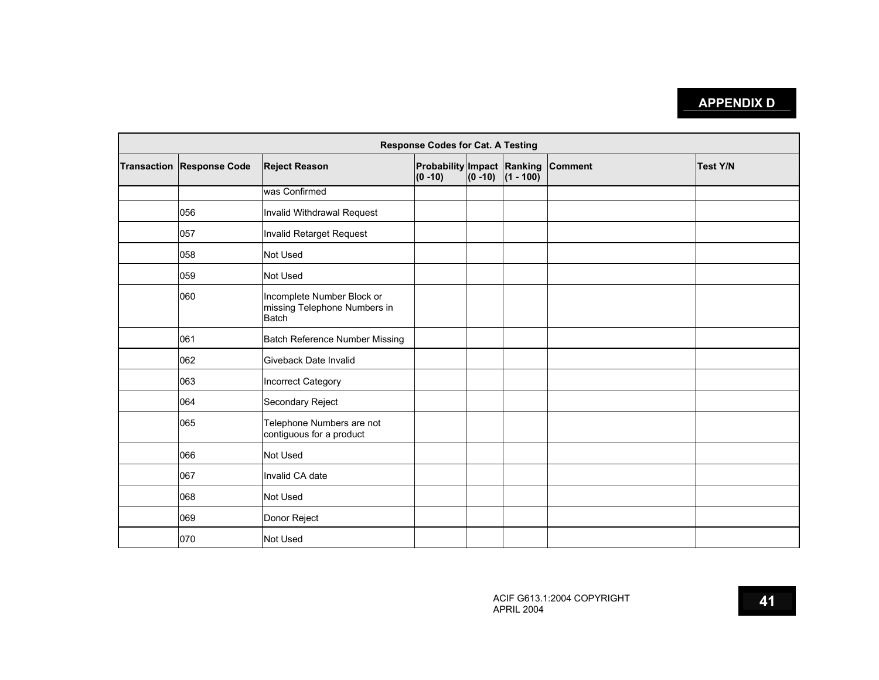## APPENDIX D

| Response Codes for Cat. A Testing | | | | | | | |
|---|---|---|---|---|---|---|---|
| **Transaction** | **Response Code** | **Reject Reason** | **Probability (0 -10)** | **Impact (0 -10)** | **Ranking (1 - 100)** | **Comment** | **Test Y/N** |
| | | was Confirmed | | | | | |
| | 056 | Invalid Withdrawal Request | | | | | |
| | 057 | Invalid Retarget Request | | | | | |
| | 058 | Not Used | | | | | |
| | 059 | Not Used | | | | | |
| | 060 | Incomplete Number Block or missing Telephone Numbers in Batch | | | | | |
| | 061 | Batch Reference Number Missing | | | | | |
| | 062 | Giveback Date Invalid | | | | | |
| | 063 | Incorrect Category | | | | | |
| | 064 | Secondary Reject | | | | | |
| | 065 | Telephone Numbers are not contiguous for a product | | | | | |
| | 066 | Not Used | | | | | |
| | 067 | Invalid CA date | | | | | |
| | 068 | Not Used | | | | | |
| | 069 | Donor Reject | | | | | |
| | 070 | Not Used | | | | | |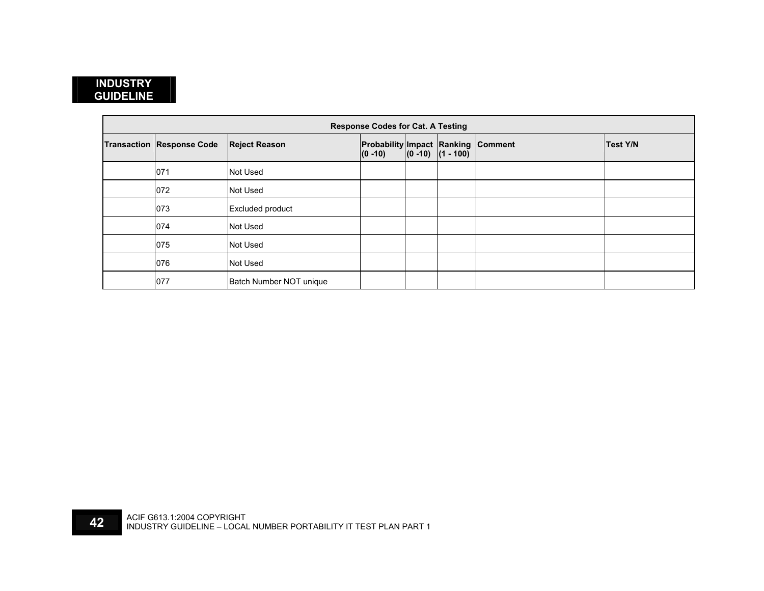| Response Codes for Cat. A Testing | | | | | | | |
|---|---|---|---|---|---|---|---|
| **Transaction** | **Response Code** | **Reject Reason** | **Probability (0 -10)** | **Impact (0 -10)** | **Ranking (1 - 100)** | **Comment** | **Test Y/N** |
| | 071 | Not Used | | | | | |
| | 072 | Not Used | | | | | |
| | 073 | Excluded product | | | | | |
| | 074 | Not Used | | | | | |
| | 075 | Not Used | | | | | |
| | 076 | Not Used | | | | | |
| | 077 | Batch Number NOT unique | | | | | |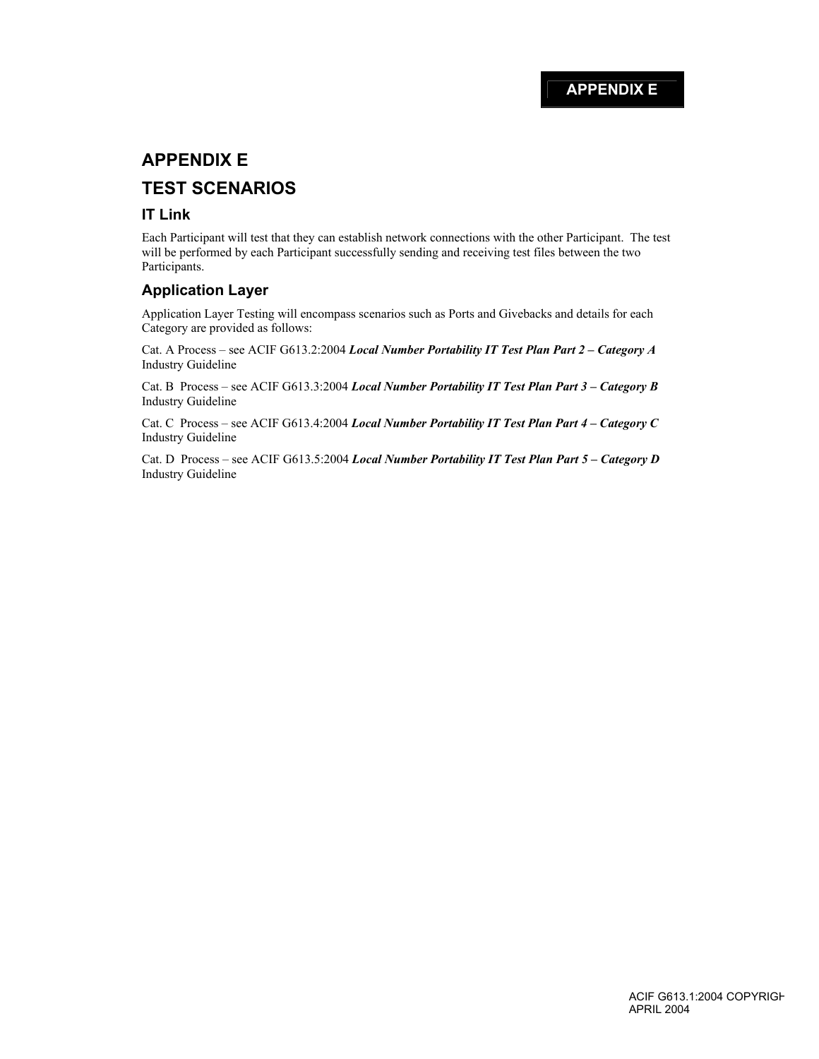# APPENDIX E

# TEST SCENARIOS

## IT Link

Each Participant will test that they can establish network connections with the other Participant. The test will be performed by each Participant successfully sending and receiving test files between the two Participants.

## Application Layer

Application Layer Testing will encompass scenarios such as Ports and Givebacks and details for each Category are provided as follows:

Cat. A Process – see ACIF G613.2:2004 ***Local Number Portability IT Test Plan Part 2 – Category A*** Industry Guideline

Cat. B Process – see ACIF G613.3:2004 ***Local Number Portability IT Test Plan Part 3 – Category B*** Industry Guideline

Cat. C Process – see ACIF G613.4:2004 ***Local Number Portability IT Test Plan Part 4 – Category C*** Industry Guideline

Cat. D Process – see ACIF G613.5:2004 ***Local Number Portability IT Test Plan Part 5 – Category D*** Industry Guideline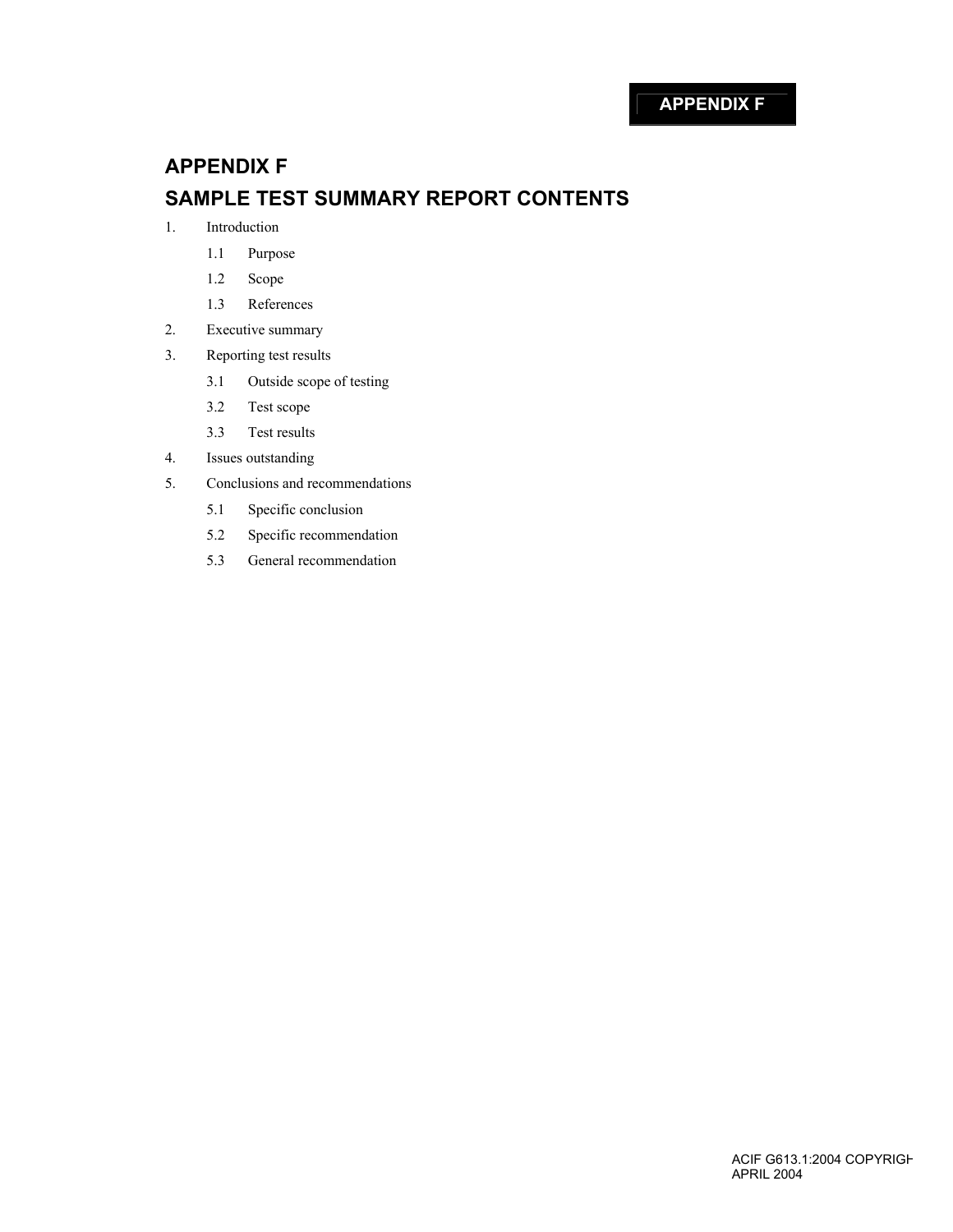# APPENDIX F

## SAMPLE TEST SUMMARY REPORT CONTENTS

1. Introduction
   - 1.1 Purpose
   - 1.2 Scope
   - 1.3 References
2. Executive summary
3. Reporting test results
   - 3.1 Outside scope of testing
   - 3.2 Test scope
   - 3.3 Test results
4. Issues outstanding
5. Conclusions and recommendations
   - 5.1 Specific conclusion
   - 5.2 Specific recommendation
   - 5.3 General recommendation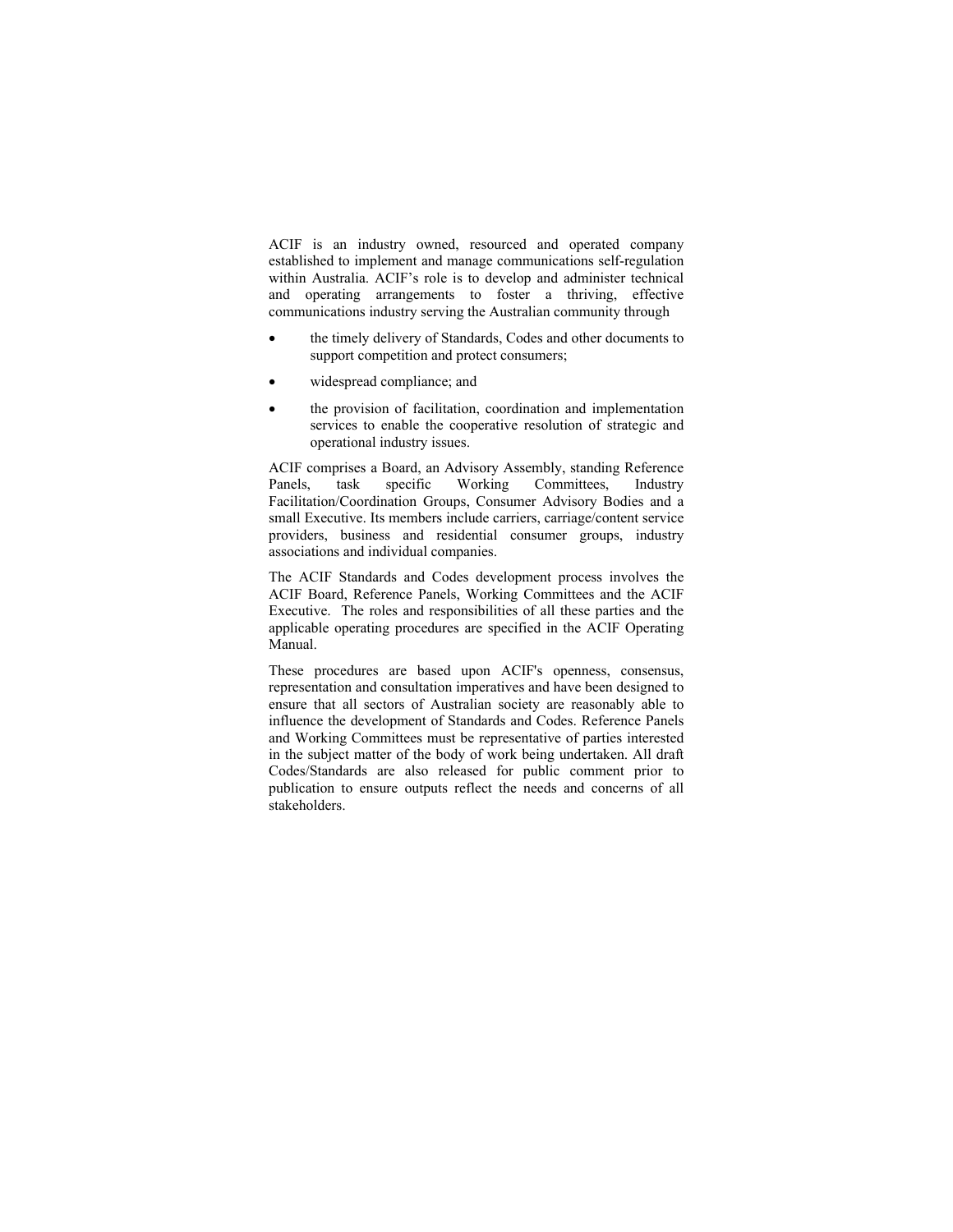ACIF is an industry owned, resourced and operated company established to implement and manage communications self-regulation within Australia. ACIF's role is to develop and administer technical and operating arrangements to foster a thriving, effective communications industry serving the Australian community through

- the timely delivery of Standards, Codes and other documents to support competition and protect consumers;
- widespread compliance; and
- the provision of facilitation, coordination and implementation services to enable the cooperative resolution of strategic and operational industry issues.

ACIF comprises a Board, an Advisory Assembly, standing Reference Panels, task specific Working Committees, Industry Facilitation/Coordination Groups, Consumer Advisory Bodies and a small Executive. Its members include carriers, carriage/content service providers, business and residential consumer groups, industry associations and individual companies.

The ACIF Standards and Codes development process involves the ACIF Board, Reference Panels, Working Committees and the ACIF Executive. The roles and responsibilities of all these parties and the applicable operating procedures are specified in the ACIF Operating Manual.

These procedures are based upon ACIF's openness, consensus, representation and consultation imperatives and have been designed to ensure that all sectors of Australian society are reasonably able to influence the development of Standards and Codes. Reference Panels and Working Committees must be representative of parties interested in the subject matter of the body of work being undertaken. All draft Codes/Standards are also released for public comment prior to publication to ensure outputs reflect the needs and concerns of all stakeholders.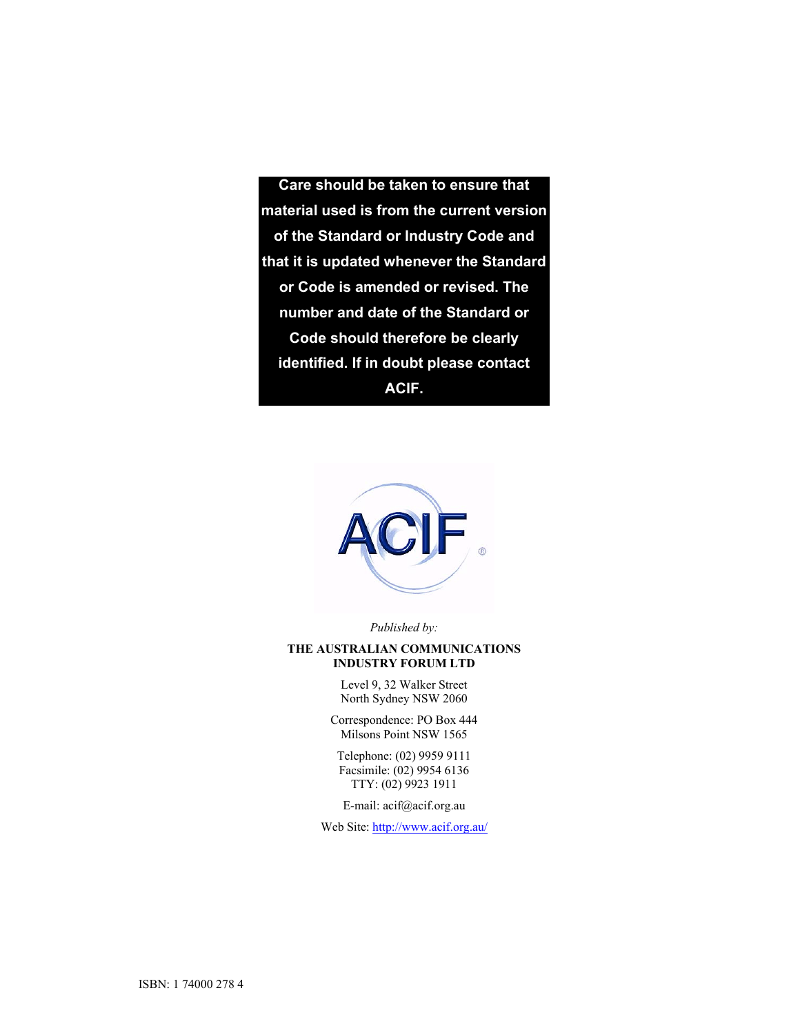**Care should be taken to ensure that material used is from the current version of the Standard or Industry Code and that it is updated whenever the Standard or Code is amended or revised. The number and date of the Standard or Code should therefore be clearly identified. If in doubt please contact ACIF.**

*Published by:*

**THE AUSTRALIAN COMMUNICATIONS INDUSTRY FORUM LTD**

Level 9, 32 Walker Street
North Sydney NSW 2060

Correspondence: PO Box 444
Milsons Point NSW 1565

Telephone: (02) 9959 9111
Facsimile: (02) 9954 6136
TTY: (02) 9923 1911

E-mail: acif@acif.org.au

Web Site: http://www.acif.org.au/

ISBN: 1 74000 278 4